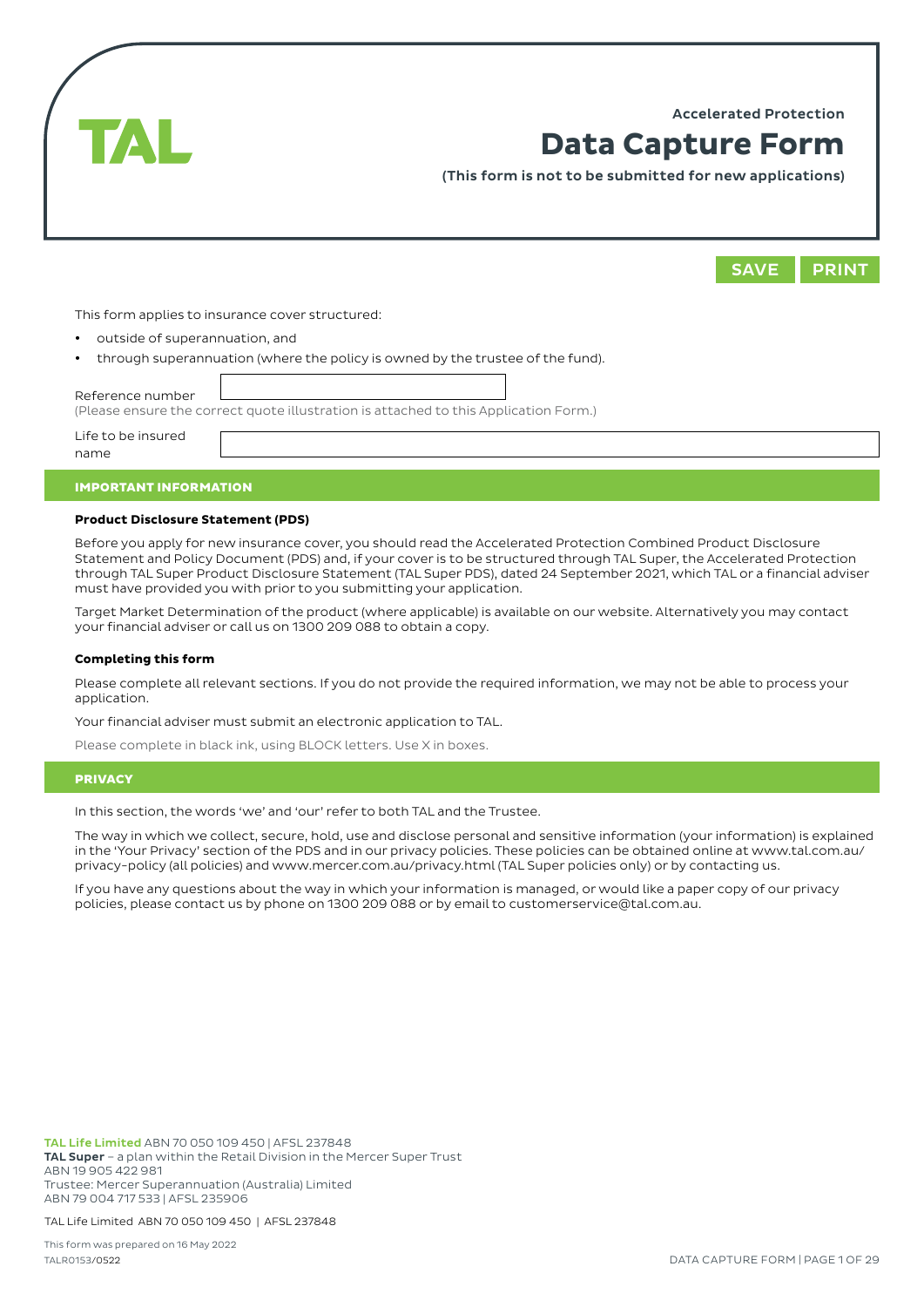TAL

Accelerated Protection

# Data Capture Form

**(This form is not to be submitted for new applications)**

SAVE PRINT

This form applies to insurance cover structured:

- outside of superannuation, and
- through superannuation (where the policy is owned by the trustee of the fund).

Reference number

(Please ensure the correct quote illustration is attached to this Application Form.)

Life to be insured name

## IMPORTANT INFORMATION

**Product Disclosure Statement (PDS)**

Before you apply for new insurance cover, you should read the Accelerated Protection Combined Product Disclosure Statement and Policy Document (PDS) and, if your cover is to be structured through TAL Super, the Accelerated Protection through TAL Super Product Disclosure Statement (TAL Super PDS), dated 24 September 2021, which TAL or a financial adviser must have provided you with prior to you submitting your application.

Target Market Determination of the product (where applicable) is available on our website. Alternatively you may contact your financial adviser or call us on 1300 209 088 to obtain a copy.

**Completing this form**

Please complete all relevant sections. If you do not provide the required information, we may not be able to process your application.

Your financial adviser must submit an electronic application to TAL.

Please complete in black ink, using BLOCK letters. Use X in boxes.

## PRIVACY

In this section, the words 'we' and 'our' refer to both TAL and the Trustee.

The way in which we collect, secure, hold, use and disclose personal and sensitive information (your information) is explained in the 'Your Privacy' section of the PDS and in our privacy policies. These policies can be obtained online at www.tal.com.au/privacy-policy (all policies) and www.mercer.com.au/privacy.html (TAL Super policies only) or by contacting us.

If you have any questions about the way in which your information is managed, or would like a paper copy of our privacy policies, please contact us by phone on 1300 209 088 or by email to customerservice@tal.com.au.

**TAL Life Limited** ABN 70 050 109 450 | AFSL 237848
**TAL Super** – a plan within the Retail Division in the Mercer Super Trust
ABN 19 905 422 981
Trustee: Mercer Superannuation (Australia) Limited
ABN 79 004 717 533 | AFSL 235906

TAL Life Limited ABN 70 050 109 450 | AFSL 237848

This form was prepared on 16 May 2022
TALR0153/0522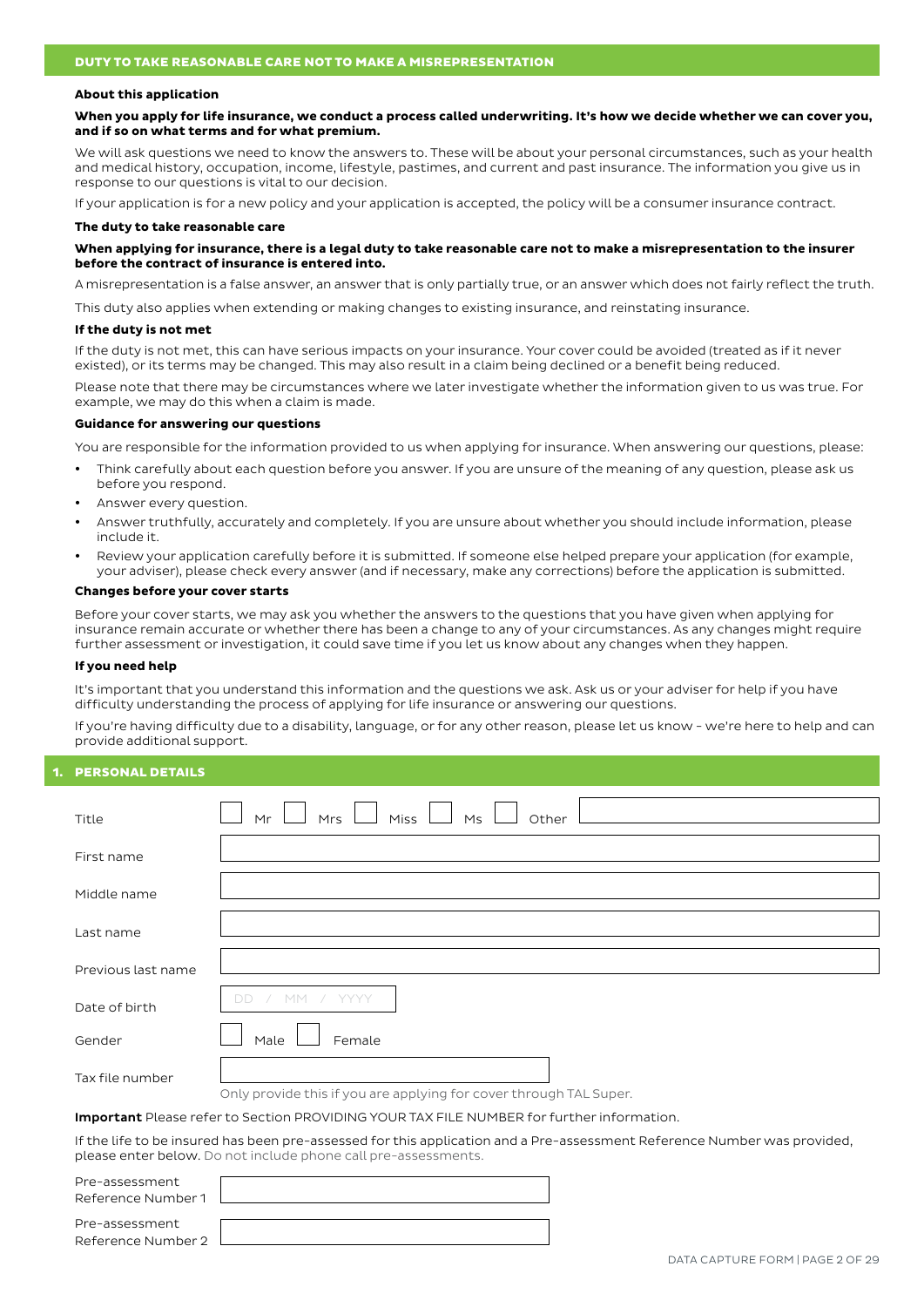## DUTY TO TAKE REASONABLE CARE NOT TO MAKE A MISREPRESENTATION

### About this application

**When you apply for life insurance, we conduct a process called underwriting. It's how we decide whether we can cover you, and if so on what terms and for what premium.**

We will ask questions we need to know the answers to. These will be about your personal circumstances, such as your health and medical history, occupation, income, lifestyle, pastimes, and current and past insurance. The information you give us in response to our questions is vital to our decision.

If your application is for a new policy and your application is accepted, the policy will be a consumer insurance contract.

### The duty to take reasonable care

**When applying for insurance, there is a legal duty to take reasonable care not to make a misrepresentation to the insurer before the contract of insurance is entered into.**

A misrepresentation is a false answer, an answer that is only partially true, or an answer which does not fairly reflect the truth.

This duty also applies when extending or making changes to existing insurance, and reinstating insurance.

### If the duty is not met

If the duty is not met, this can have serious impacts on your insurance. Your cover could be avoided (treated as if it never existed), or its terms may be changed. This may also result in a claim being declined or a benefit being reduced.

Please note that there may be circumstances where we later investigate whether the information given to us was true. For example, we may do this when a claim is made.

### Guidance for answering our questions

You are responsible for the information provided to us when applying for insurance. When answering our questions, please:

- Think carefully about each question before you answer. If you are unsure of the meaning of any question, please ask us before you respond.
- Answer every question.
- Answer truthfully, accurately and completely. If you are unsure about whether you should include information, please include it.
- Review your application carefully before it is submitted. If someone else helped prepare your application (for example, your adviser), please check every answer (and if necessary, make any corrections) before the application is submitted.

### Changes before your cover starts

Before your cover starts, we may ask you whether the answers to the questions that you have given when applying for insurance remain accurate or whether there has been a change to any of your circumstances. As any changes might require further assessment or investigation, it could save time if you let us know about any changes when they happen.

### If you need help

It's important that you understand this information and the questions we ask. Ask us or your adviser for help if you have difficulty understanding the process of applying for life insurance or answering our questions.

If you're having difficulty due to a disability, language, or for any other reason, please let us know - we're here to help and can provide additional support.

## 1. PERSONAL DETAILS

| | |
|---|---|
| Title | ☐ Mr ☐ Mrs ☐ Miss ☐ Ms ☐ Other ______ |
| First name | |
| Middle name | |
| Last name | |
| Previous last name | |
| Date of birth | DD / MM / YYYY |
| Gender | ☐ Male ☐ Female |
| Tax file number | Only provide this if you are applying for cover through TAL Super. |

**Important** Please refer to Section PROVIDING YOUR TAX FILE NUMBER for further information.

If the life to be insured has been pre-assessed for this application and a Pre-assessment Reference Number was provided, please enter below. Do not include phone call pre-assessments.

| | |
|---|---|
| Pre-assessment Reference Number 1 | |
| Pre-assessment Reference Number 2 | |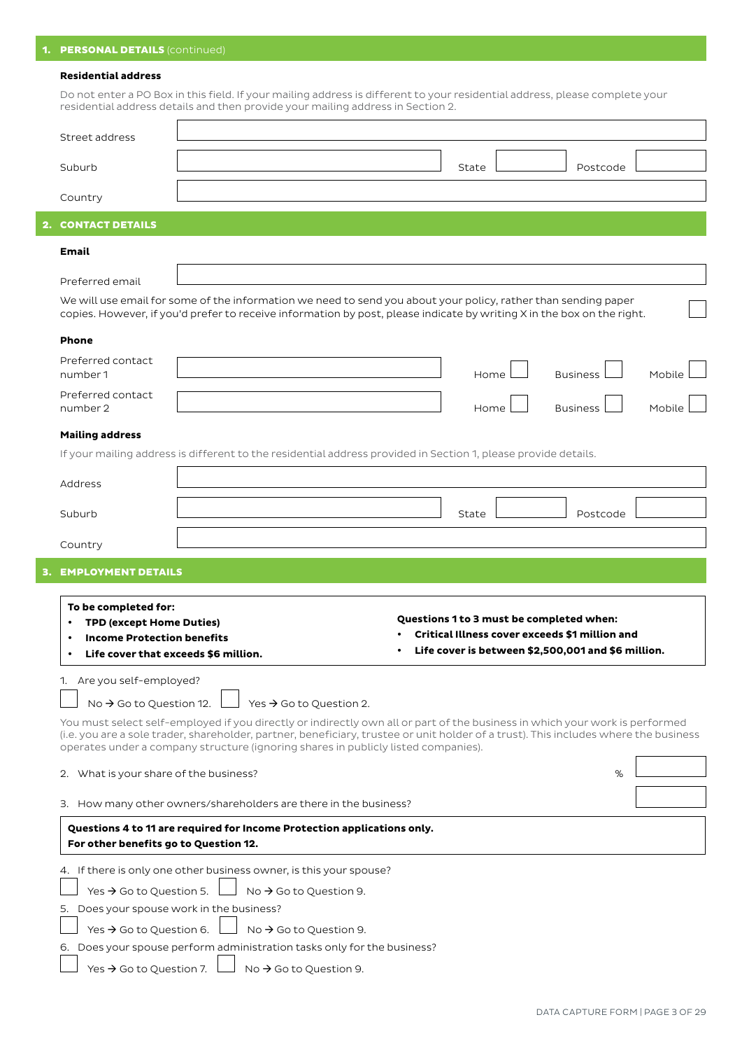## 1. PERSONAL DETAILS (continued)

**Residential address**

Do not enter a PO Box in this field. If your mailing address is different to your residential address, please complete your residential address details and then provide your mailing address in Section 2.

Street address

Suburb State Postcode

Country

## 2. CONTACT DETAILS

**Email**

Preferred email

We will use email for some of the information we need to send you about your policy, rather than sending paper copies. However, if you'd prefer to receive information by post, please indicate by writing X in the box on the right. ☐

**Phone**

Preferred contact number 1 Home ☐ Business ☐ Mobile ☐

Preferred contact number 2 Home ☐ Business ☐ Mobile ☐

**Mailing address**

If your mailing address is different to the residential address provided in Section 1, please provide details.

Address

Suburb State Postcode

Country

## 3. EMPLOYMENT DETAILS

**To be completed for:**

- **TPD (except Home Duties)**
- **Income Protection benefits**
- **Life cover that exceeds $6 million.**

**Questions 1 to 3 must be completed when:**

- **Critical Illness cover exceeds $1 million and**
- **Life cover is between $2,500,001 and $6 million.**

1. Are you self-employed?

☐ No → Go to Question 12. ☐ Yes → Go to Question 2.

You must select self-employed if you directly or indirectly own all or part of the business in which your work is performed (i.e. you are a sole trader, shareholder, partner, beneficiary, trustee or unit holder of a trust). This includes where the business operates under a company structure (ignoring shares in publicly listed companies).

2. What is your share of the business? %

3. How many other owners/shareholders are there in the business?

**Questions 4 to 11 are required for Income Protection applications only.**
**For other benefits go to Question 12.**

4. If there is only one other business owner, is this your spouse?

☐ Yes → Go to Question 5. ☐ No → Go to Question 9.

5. Does your spouse work in the business?

☐ Yes → Go to Question 6. ☐ No → Go to Question 9.

6. Does your spouse perform administration tasks only for the business?

☐ Yes → Go to Question 7. ☐ No → Go to Question 9.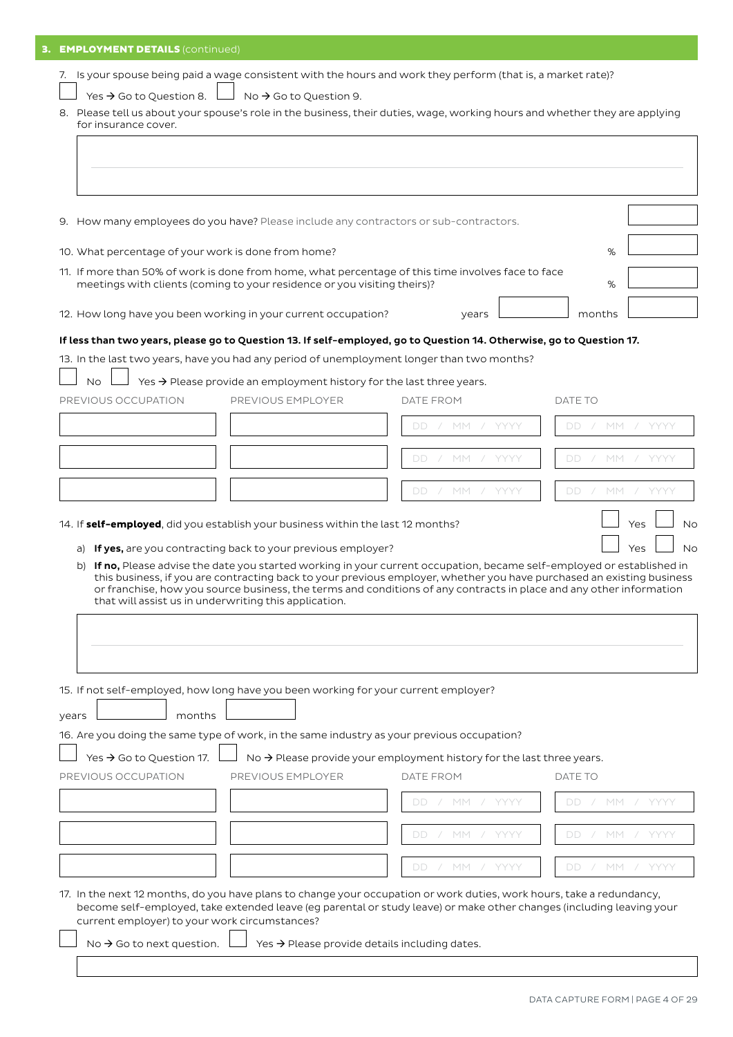## 3. EMPLOYMENT DETAILS (continued)

7. Is your spouse being paid a wage consistent with the hours and work they perform (that is, a market rate)?

☐ Yes → Go to Question 8. ☐ No → Go to Question 9.

8. Please tell us about your spouse's role in the business, their duties, wage, working hours and whether they are applying for insurance cover.

9. How many employees do you have? Please include any contractors or sub-contractors.

10. What percentage of your work is done from home? %

11. If more than 50% of work is done from home, what percentage of this time involves face to face meetings with clients (coming to your residence or you visiting theirs)? %

12. How long have you been working in your current occupation? years months

**If less than two years, please go to Question 13. If self-employed, go to Question 14. Otherwise, go to Question 17.**

13. In the last two years, have you had any period of unemployment longer than two months?

☐ No ☐ Yes → Please provide an employment history for the last three years.

| PREVIOUS OCCUPATION | PREVIOUS EMPLOYER | DATE FROM | DATE TO |
|---|---|---|---|
| | | DD / MM / YYYY | DD / MM / YYYY |
| | | DD / MM / YYYY | DD / MM / YYYY |
| | | DD / MM / YYYY | DD / MM / YYYY |

14. If **self-employed**, did you establish your business within the last 12 months? ☐ Yes ☐ No

a) **If yes,** are you contracting back to your previous employer? ☐ Yes ☐ No

b) **If no,** Please advise the date you started working in your current occupation, became self-employed or established in this business, if you are contracting back to your previous employer, whether you have purchased an existing business or franchise, how you source business, the terms and conditions of any contracts in place and any other information that will assist us in underwriting this application.

15. If not self-employed, how long have you been working for your current employer?

years months

16. Are you doing the same type of work, in the same industry as your previous occupation?

☐ Yes → Go to Question 17. ☐ No → Please provide your employment history for the last three years.

| PREVIOUS OCCUPATION | PREVIOUS EMPLOYER | DATE FROM | DATE TO |
|---|---|---|---|
| | | DD / MM / YYYY | DD / MM / YYYY |
| | | DD / MM / YYYY | DD / MM / YYYY |
| | | DD / MM / YYYY | DD / MM / YYYY |

17. In the next 12 months, do you have plans to change your occupation or work duties, work hours, take a redundancy, become self-employed, take extended leave (eg parental or study leave) or make other changes (including leaving your current employer) to your work circumstances?

☐ No → Go to next question. ☐ Yes → Please provide details including dates.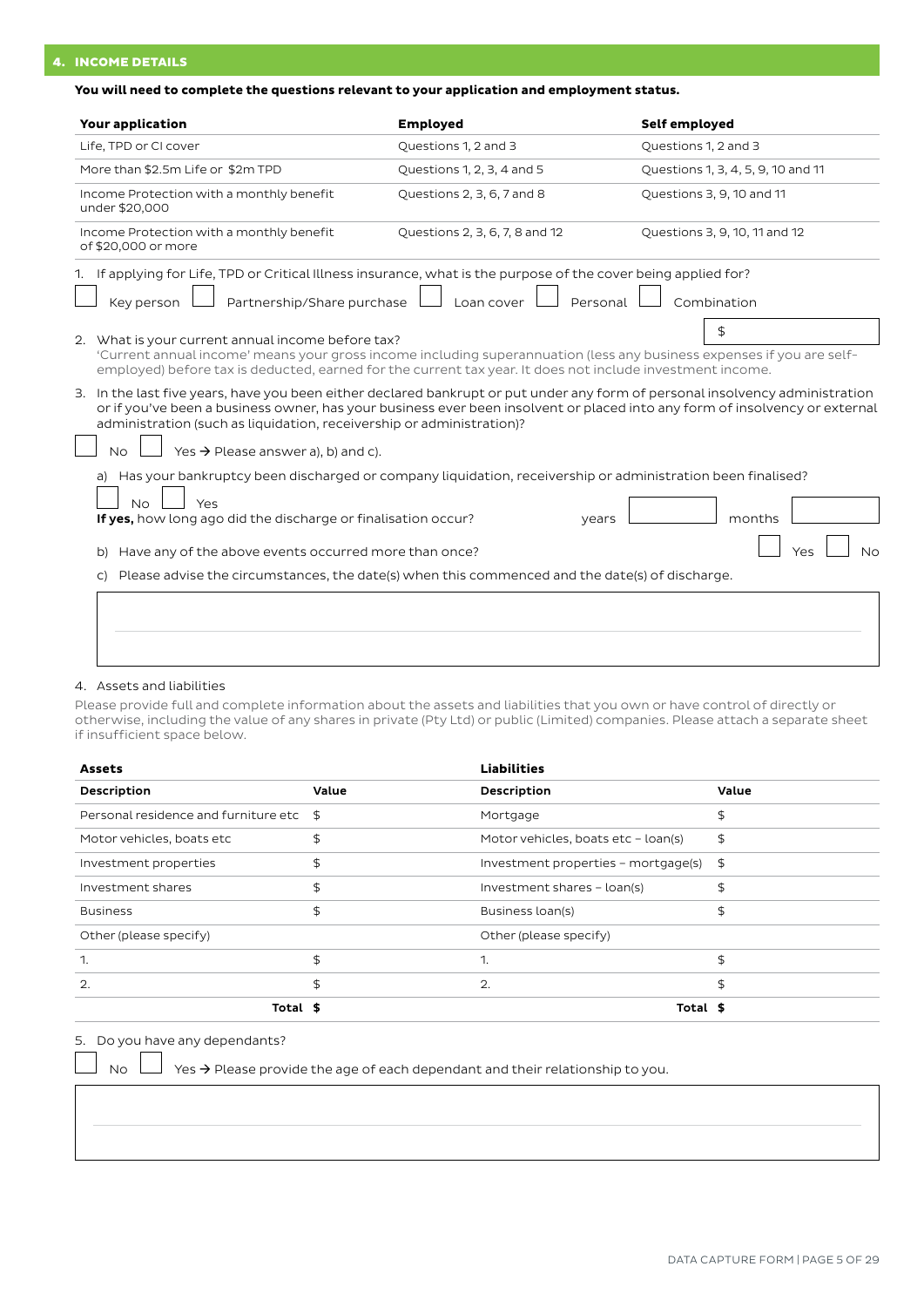## 4. INCOME DETAILS

**You will need to complete the questions relevant to your application and employment status.**

| Your application | Employed | Self employed |
|---|---|---|
| Life, TPD or CI cover | Questions 1, 2 and 3 | Questions 1, 2 and 3 |
| More than $2.5m Life or $2m TPD | Questions 1, 2, 3, 4 and 5 | Questions 1, 3, 4, 5, 9, 10 and 11 |
| Income Protection with a monthly benefit under $20,000 | Questions 2, 3, 6, 7 and 8 | Questions 3, 9, 10 and 11 |
| Income Protection with a monthly benefit of $20,000 or more | Questions 2, 3, 6, 7, 8 and 12 | Questions 3, 9, 10, 11 and 12 |

1. If applying for Life, TPD or Critical Illness insurance, what is the purpose of the cover being applied for?

   ☐ Key person ☐ Partnership/Share purchase ☐ Loan cover ☐ Personal ☐ Combination

2. What is your current annual income before tax? $

   'Current annual income' means your gross income including superannuation (less any business expenses if you are self-employed) before tax is deducted, earned for the current tax year. It does not include investment income.

3. In the last five years, have you been either declared bankrupt or put under any form of personal insolvency administration or if you've been a business owner, has your business ever been insolvent or placed into any form of insolvency or external administration (such as liquidation, receivership or administration)?

   ☐ No ☐ Yes → Please answer a), b) and c).

   a) Has your bankruptcy been discharged or company liquidation, receivership or administration been finalised?

   ☐ No ☐ Yes

   **If yes,** how long ago did the discharge or finalisation occur? years ____ months ____

   b) Have any of the above events occurred more than once? ☐ Yes ☐ No

   c) Please advise the circumstances, the date(s) when this commenced and the date(s) of discharge.

4. Assets and liabilities

   Please provide full and complete information about the assets and liabilities that you own or have control of directly or otherwise, including the value of any shares in private (Pty Ltd) or public (Limited) companies. Please attach a separate sheet if insufficient space below.

| **Assets** | | **Liabilities** | |
|---|---|---|---|
| **Description** | **Value** | **Description** | **Value** |
| Personal residence and furniture etc | $ | Mortgage | $ |
| Motor vehicles, boats etc | $ | Motor vehicles, boats etc – loan(s) | $ |
| Investment properties | $ | Investment properties – mortgage(s) | $ |
| Investment shares | $ | Investment shares – loan(s) | $ |
| Business | $ | Business loan(s) | $ |
| Other (please specify) | | Other (please specify) | |
| 1. | $ | 1. | $ |
| 2. | $ | 2. | $ |
| **Total** | **$** | **Total** | **$** |

5. Do you have any dependants?

   ☐ No ☐ Yes → Please provide the age of each dependant and their relationship to you.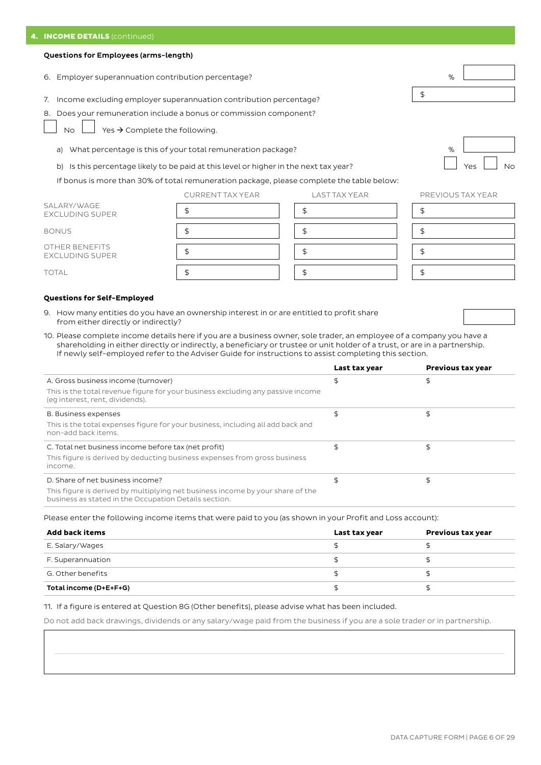## 4. INCOME DETAILS (continued)

**Questions for Employees (arms-length)**

6. Employer superannuation contribution percentage? % ______

7. Income excluding employer superannuation contribution percentage? $ ______

8. Does your remuneration include a bonus or commission component?

☐ No ☐ Yes → Complete the following.

a) What percentage is this of your total remuneration package? % ______

b) Is this percentage likely to be paid at this level or higher in the next tax year? ☐ Yes ☐ No

If bonus is more than 30% of total remuneration package, please complete the table below:

| | CURRENT TAX YEAR | LAST TAX YEAR | PREVIOUS TAX YEAR |
|---|---|---|---|
| SALARY/WAGE EXCLUDING SUPER | $ | $ | $ |
| BONUS | $ | $ | $ |
| OTHER BENEFITS EXCLUDING SUPER | $ | $ | $ |
| TOTAL | $ | $ | $ |

**Questions for Self-Employed**

9. How many entities do you have an ownership interest in or are entitled to profit share from either directly or indirectly? ______

10. Please complete income details here if you are a business owner, sole trader, an employee of a company you have a shareholding in either directly or indirectly, a beneficiary or trustee or unit holder of a trust, or are in a partnership. If newly self-employed refer to the Adviser Guide for instructions to assist completing this section.

| | **Last tax year** | **Previous tax year** |
|---|---|---|
| A. Gross business income (turnover)<br>This is the total revenue figure for your business excluding any passive income (eg interest, rent, dividends). | $ | $ |
| B. Business expenses<br>This is the total expenses figure for your business, including all add back and non-add back items. | $ | $ |
| C. Total net business income before tax (net profit)<br>This figure is derived by deducting business expenses from gross business income. | $ | $ |
| D. Share of net business income?<br>This figure is derived by multiplying net business income by your share of the business as stated in the Occupation Details section. | $ | $ |

Please enter the following income items that were paid to you (as shown in your Profit and Loss account):

| **Add back items** | **Last tax year** | **Previous tax year** |
|---|---|---|
| E. Salary/Wages | $ | $ |
| F. Superannuation | $ | $ |
| G. Other benefits | $ | $ |
| **Total income (D+E+F+G)** | $ | $ |

11. If a figure is entered at Question 8G (Other benefits), please advise what has been included.

Do not add back drawings, dividends or any salary/wage paid from the business if you are a sole trader or in partnership.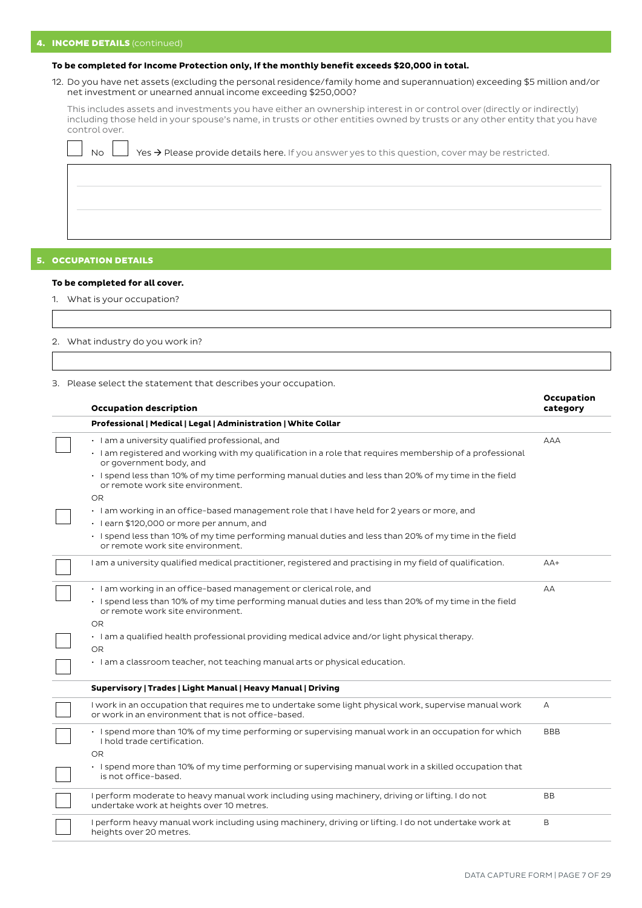## 4. INCOME DETAILS (continued)

**To be completed for Income Protection only, If the monthly benefit exceeds $20,000 in total.**

12. Do you have net assets (excluding the personal residence/family home and superannuation) exceeding $5 million and/or net investment or unearned annual income exceeding $250,000?

This includes assets and investments you have either an ownership interest in or control over (directly or indirectly) including those held in your spouse's name, in trusts or other entities owned by trusts or any other entity that you have control over.

☐ No ☐ Yes → Please provide details here. If you answer yes to this question, cover may be restricted.

## 5. OCCUPATION DETAILS

**To be completed for all cover.**

1. What is your occupation?

2. What industry do you work in?

3. Please select the statement that describes your occupation.

| | Occupation description | Occupation category |
|---|---|---|
| | **Professional \| Medical \| Legal \| Administration \| White Collar** | |
| ☐ | • I am a university qualified professional, and<br>• I am registered and working with my qualification in a role that requires membership of a professional or government body, and<br>• I spend less than 10% of my time performing manual duties and less than 20% of my time in the field or remote work site environment.<br>OR | AAA |
| ☐ | • I am working in an office-based management role that I have held for 2 years or more, and<br>• I earn $120,000 or more per annum, and<br>• I spend less than 10% of my time performing manual duties and less than 20% of my time in the field or remote work site environment. | |
| ☐ | I am a university qualified medical practitioner, registered and practising in my field of qualification. | AA+ |
| ☐ | • I am working in an office-based management or clerical role, and<br>• I spend less than 10% of my time performing manual duties and less than 20% of my time in the field or remote work site environment.<br>OR | AA |
| ☐ | • I am a qualified health professional providing medical advice and/or light physical therapy.<br>OR | |
| ☐ | • I am a classroom teacher, not teaching manual arts or physical education. | |
| | **Supervisory \| Trades \| Light Manual \| Heavy Manual \| Driving** | |
| ☐ | I work in an occupation that requires me to undertake some light physical work, supervise manual work or work in an environment that is not office-based. | A |
| ☐ | • I spend more than 10% of my time performing or supervising manual work in an occupation for which I hold trade certification.<br>OR | BBB |
| ☐ | • I spend more than 10% of my time performing or supervising manual work in a skilled occupation that is not office-based. | |
| ☐ | I perform moderate to heavy manual work including using machinery, driving or lifting. I do not undertake work at heights over 10 metres. | BB |
| ☐ | I perform heavy manual work including using machinery, driving or lifting. I do not undertake work at heights over 20 metres. | B |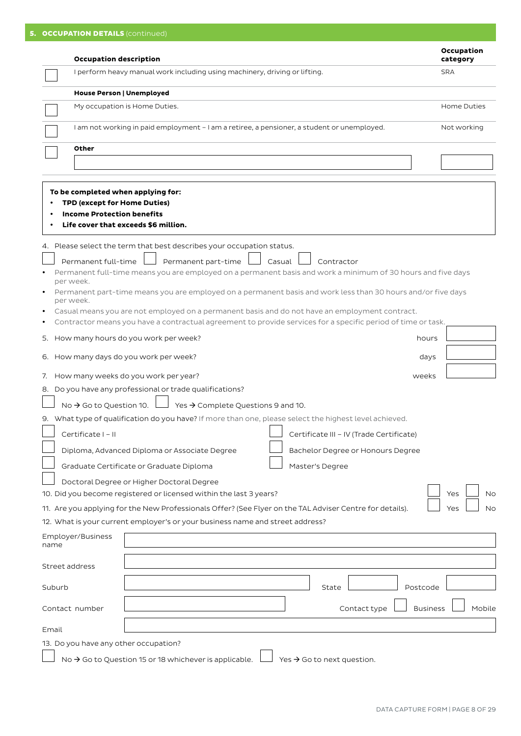## 5. OCCUPATION DETAILS (continued)

| | Occupation description | Occupation category |
|---|---|---|
| ☐ | I perform heavy manual work including using machinery, driving or lifting. | SRA |
| | **House Person \| Unemployed** | |
| ☐ | My occupation is Home Duties. | Home Duties |
| ☐ | I am not working in paid employment – I am a retiree, a pensioner, a student or unemployed. | Not working |
| ☐ | **Other** ____________________ | ________ |

**To be completed when applying for:**

- **TPD (except for Home Duties)**
- **Income Protection benefits**
- **Life cover that exceeds $6 million.**

4. Please select the term that best describes your occupation status.

☐ Permanent full-time ☐ Permanent part-time ☐ Casual ☐ Contractor

- Permanent full-time means you are employed on a permanent basis and work a minimum of 30 hours and five days per week.
- Permanent part-time means you are employed on a permanent basis and work less than 30 hours and/or five days per week.
- Casual means you are not employed on a permanent basis and do not have an employment contract.
- Contractor means you have a contractual agreement to provide services for a specific period of time or task.

5. How many hours do you work per week? hours ________

6. How many days do you work per week? days ________

7. How many weeks do you work per year? weeks ________

8. Do you have any professional or trade qualifications?

☐ No → Go to Question 10. ☐ Yes → Complete Questions 9 and 10.

9. What type of qualification do you have? If more than one, please select the highest level achieved.

☐ Certificate I – II ☐ Certificate III – IV (Trade Certificate)

☐ Diploma, Advanced Diploma or Associate Degree ☐ Bachelor Degree or Honours Degree

☐ Graduate Certificate or Graduate Diploma ☐ Master's Degree

☐ Doctoral Degree or Higher Doctoral Degree

10. Did you become registered or licensed within the last 3 years? ☐ Yes ☐ No

11. Are you applying for the New Professionals Offer? (See Flyer on the TAL Adviser Centre for details). ☐ Yes ☐ No

12. What is your current employer's or your business name and street address?

Employer/Business name ____________________

Street address ____________________

Suburb ____________________ State ________ Postcode ________

Contact number ____________________ Contact type ☐ Business ☐ Mobile

Email ____________________

13. Do you have any other occupation?

☐ No → Go to Question 15 or 18 whichever is applicable. ☐ Yes → Go to next question.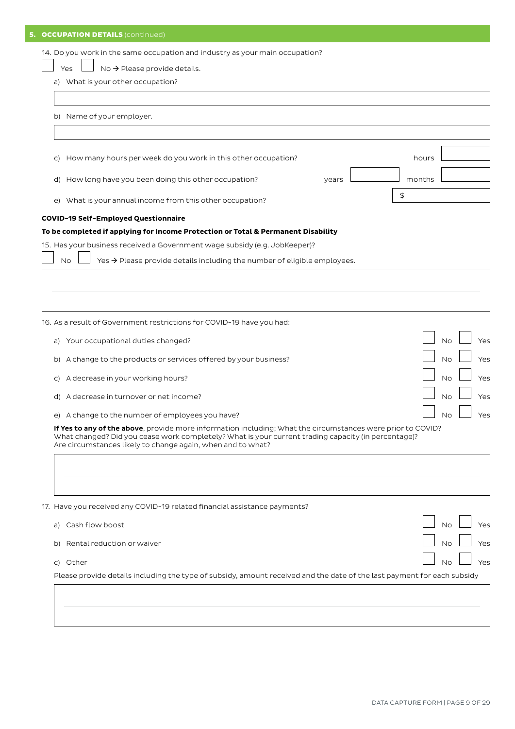## 5. OCCUPATION DETAILS (continued)

14. Do you work in the same occupation and industry as your main occupation?

☐ Yes ☐ No → Please provide details.

a) What is your other occupation?

b) Name of your employer.

c) How many hours per week do you work in this other occupation? hours

d) How long have you been doing this other occupation? years months

e) What is your annual income from this other occupation? $

**COVID-19 Self-Employed Questionnaire**

**To be completed if applying for Income Protection or Total & Permanent Disability**

15. Has your business received a Government wage subsidy (e.g. JobKeeper)?

☐ No ☐ Yes → Please provide details including the number of eligible employees.

16. As a result of Government restrictions for COVID-19 have you had:

| | No | Yes |
|---|---|---|
| a) Your occupational duties changed? | ☐ | ☐ |
| b) A change to the products or services offered by your business? | ☐ | ☐ |
| c) A decrease in your working hours? | ☐ | ☐ |
| d) A decrease in turnover or net income? | ☐ | ☐ |
| e) A change to the number of employees you have? | ☐ | ☐ |

**If Yes to any of the above**, provide more information including; What the circumstances were prior to COVID? What changed? Did you cease work completely? What is your current trading capacity (in percentage)? Are circumstances likely to change again, when and to what?

17. Have you received any COVID-19 related financial assistance payments?

| | No | Yes |
|---|---|---|
| a) Cash flow boost | ☐ | ☐ |
| b) Rental reduction or waiver | ☐ | ☐ |
| c) Other | ☐ | ☐ |

Please provide details including the type of subsidy, amount received and the date of the last payment for each subsidy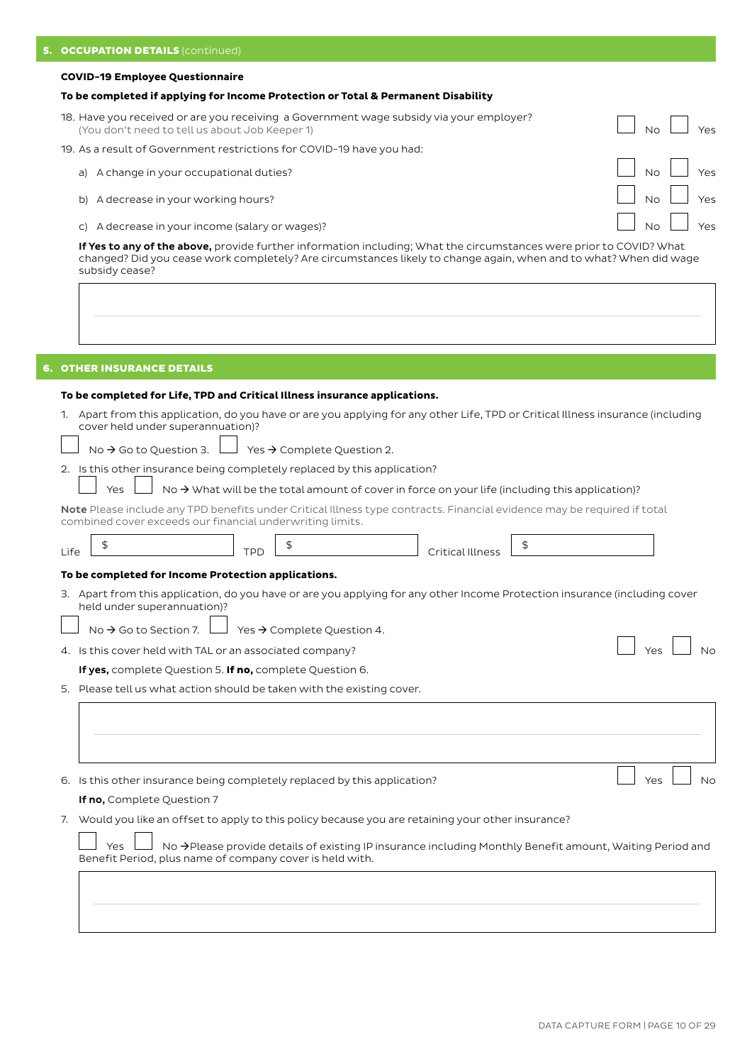## 5. OCCUPATION DETAILS (continued)

**COVID-19 Employee Questionnaire**

**To be completed if applying for Income Protection or Total & Permanent Disability**

18. Have you received or are you receiving a Government wage subsidy via your employer? (You don't need to tell us about Job Keeper 1) ☐ No ☐ Yes
19. As a result of Government restrictions for COVID-19 have you had:
    a) A change in your occupational duties? ☐ No ☐ Yes
    b) A decrease in your working hours? ☐ No ☐ Yes
    c) A decrease in your income (salary or wages)? ☐ No ☐ Yes

**If Yes to any of the above,** provide further information including; What the circumstances were prior to COVID? What changed? Did you cease work completely? Are circumstances likely to change again, when and to what? When did wage subsidy cease?

## 6. OTHER INSURANCE DETAILS

**To be completed for Life, TPD and Critical Illness insurance applications.**

1. Apart from this application, do you have or are you applying for any other Life, TPD or Critical Illness insurance (including cover held under superannuation)?

   ☐ No → Go to Question 3. ☐ Yes → Complete Question 2.

2. Is this other insurance being completely replaced by this application?

   ☐ Yes ☐ No → What will be the total amount of cover in force on your life (including this application)?

**Note** Please include any TPD benefits under Critical Illness type contracts. Financial evidence may be required if total combined cover exceeds our financial underwriting limits.

Life $ ______ TPD $ ______ Critical Illness $ ______

**To be completed for Income Protection applications.**

3. Apart from this application, do you have or are you applying for any other Income Protection insurance (including cover held under superannuation)?

   ☐ No → Go to Section 7. ☐ Yes → Complete Question 4.

4. Is this cover held with TAL or an associated company? ☐ Yes ☐ No

   **If yes,** complete Question 5. **If no,** complete Question 6.

5. Please tell us what action should be taken with the existing cover.

6. Is this other insurance being completely replaced by this application? ☐ Yes ☐ No

   **If no,** Complete Question 7

7. Would you like an offset to apply to this policy because you are retaining your other insurance?

   ☐ Yes ☐ No →Please provide details of existing IP insurance including Monthly Benefit amount, Waiting Period and Benefit Period, plus name of company cover is held with.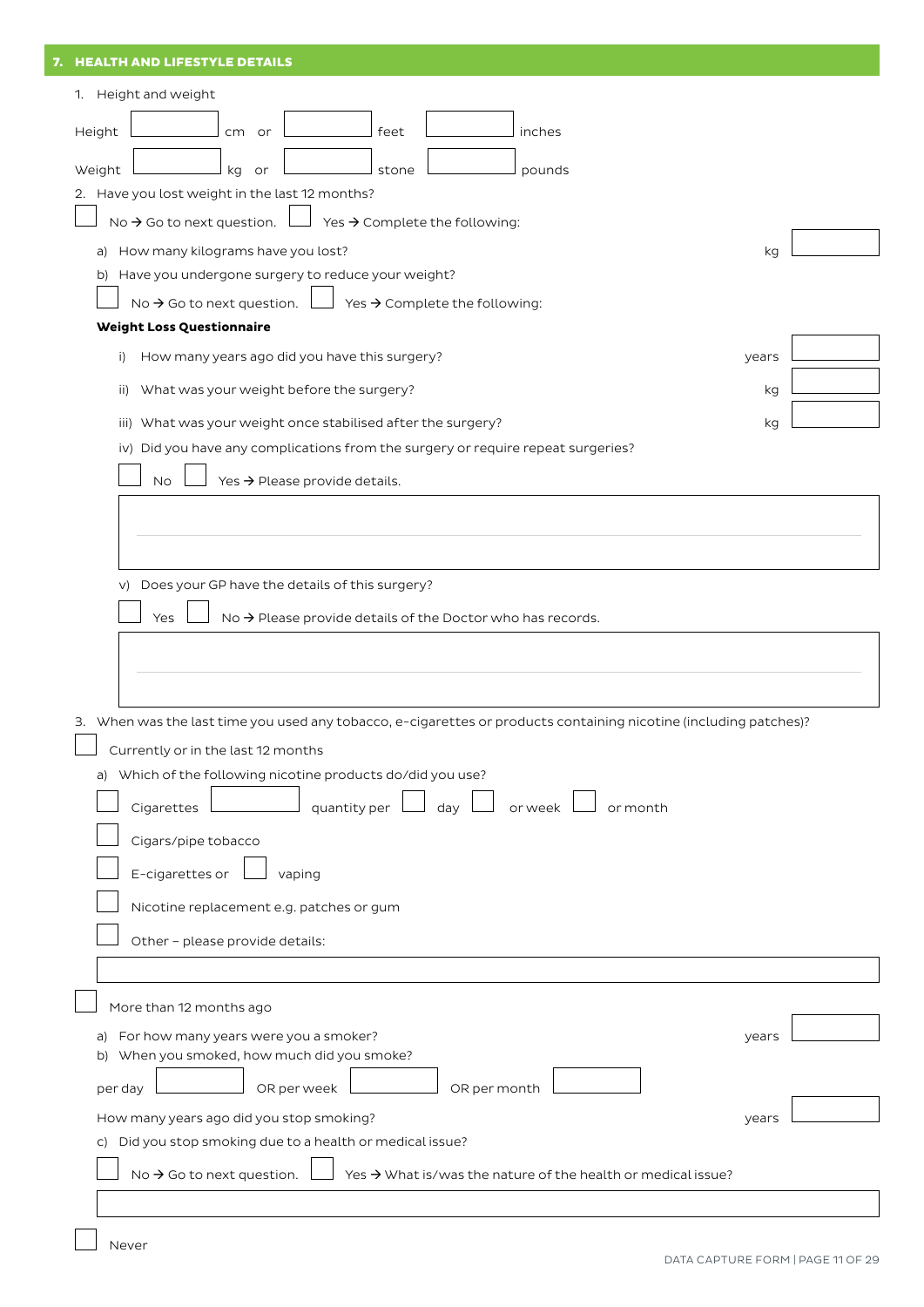## 7. HEALTH AND LIFESTYLE DETAILS

1. Height and weight

Height ☐ cm or ☐ feet ☐ inches

Weight ☐ kg or ☐ stone ☐ pounds

2. Have you lost weight in the last 12 months?

☐ No → Go to next question. ☐ Yes → Complete the following:

a) How many kilograms have you lost? kg ☐

b) Have you undergone surgery to reduce your weight?

☐ No → Go to next question. ☐ Yes → Complete the following:

**Weight Loss Questionnaire**

i) How many years ago did you have this surgery? years ☐

ii) What was your weight before the surgery? kg ☐

iii) What was your weight once stabilised after the surgery? kg ☐

iv) Did you have any complications from the surgery or require repeat surgeries?

☐ No ☐ Yes → Please provide details.

v) Does your GP have the details of this surgery?

☐ Yes ☐ No → Please provide details of the Doctor who has records.

3. When was the last time you used any tobacco, e-cigarettes or products containing nicotine (including patches)?

☐ Currently or in the last 12 months

a) Which of the following nicotine products do/did you use?

☐ Cigarettes ☐ quantity per ☐ day ☐ or week ☐ or month

☐ Cigars/pipe tobacco

☐ E-cigarettes or ☐ vaping

☐ Nicotine replacement e.g. patches or gum

☐ Other – please provide details:

☐ More than 12 months ago

a) For how many years were you a smoker? years ☐

b) When you smoked, how much did you smoke?

per day ☐ OR per week ☐ OR per month ☐

How many years ago did you stop smoking? years ☐

c) Did you stop smoking due to a health or medical issue?

☐ No → Go to next question. ☐ Yes → What is/was the nature of the health or medical issue?

☐ Never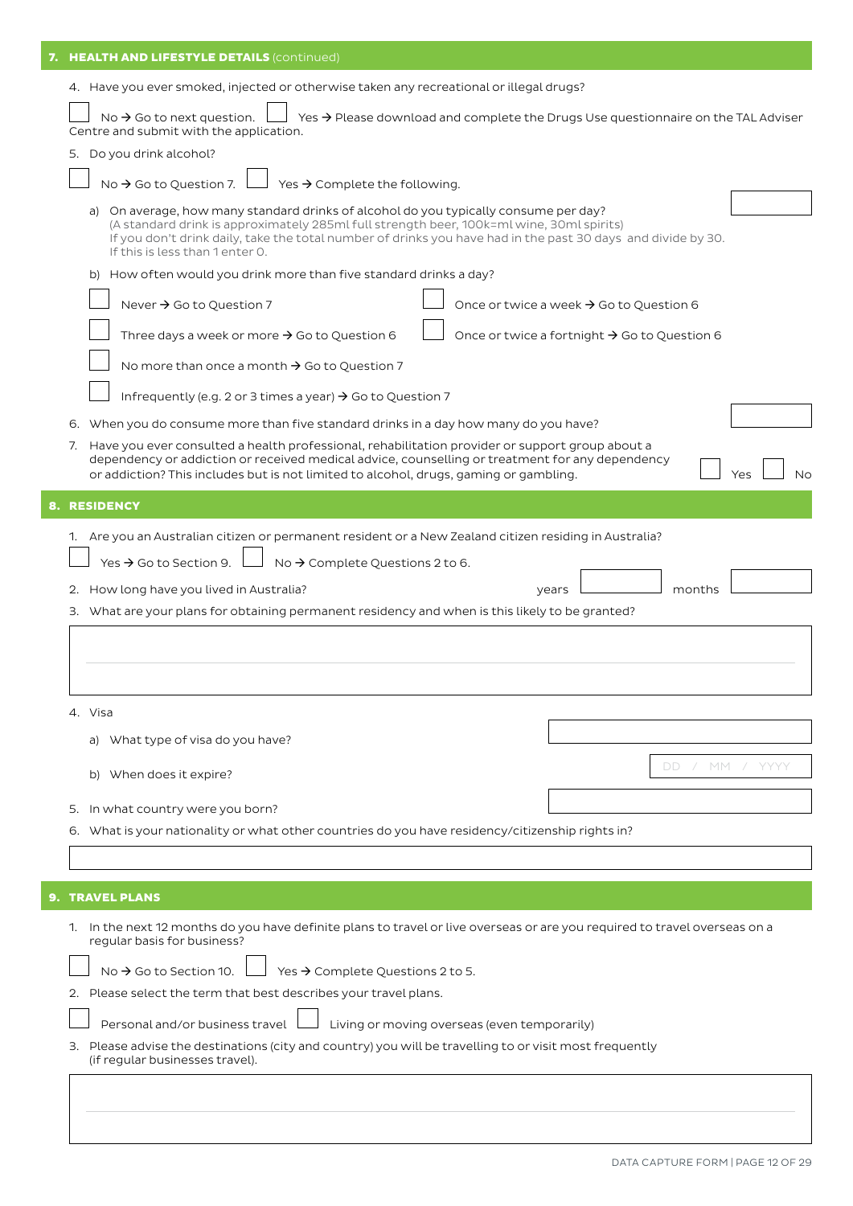## 7. HEALTH AND LIFESTYLE DETAILS (continued)

4. Have you ever smoked, injected or otherwise taken any recreational or illegal drugs?

☐ No → Go to next question. ☐ Yes → Please download and complete the Drugs Use questionnaire on the TAL Adviser Centre and submit with the application.

5. Do you drink alcohol?

☐ No → Go to Question 7. ☐ Yes → Complete the following.

a) On average, how many standard drinks of alcohol do you typically consume per day?
(A standard drink is approximately 285ml full strength beer, 100k=ml wine, 30ml spirits)
If you don't drink daily, take the total number of drinks you have had in the past 30 days and divide by 30.
If this is less than 1 enter 0.

b) How often would you drink more than five standard drinks a day?

☐ Never → Go to Question 7
☐ Once or twice a week → Go to Question 6
☐ Three days a week or more → Go to Question 6
☐ Once or twice a fortnight → Go to Question 6
☐ No more than once a month → Go to Question 7
☐ Infrequently (e.g. 2 or 3 times a year) → Go to Question 7

6. When you do consume more than five standard drinks in a day how many do you have?

7. Have you ever consulted a health professional, rehabilitation provider or support group about a dependency or addiction or received medical advice, counselling or treatment for any dependency or addiction? This includes but is not limited to alcohol, drugs, gaming or gambling. ☐ Yes ☐ No

## 8. RESIDENCY

1. Are you an Australian citizen or permanent resident or a New Zealand citizen residing in Australia?

☐ Yes → Go to Section 9. ☐ No → Complete Questions 2 to 6.

2. How long have you lived in Australia? years ____ months ____

3. What are your plans for obtaining permanent residency and when is this likely to be granted?

4. Visa

a) What type of visa do you have?

b) When does it expire? DD / MM / YYYY

5. In what country were you born?

6. What is your nationality or what other countries do you have residency/citizenship rights in?

## 9. TRAVEL PLANS

1. In the next 12 months do you have definite plans to travel or live overseas or are you required to travel overseas on a regular basis for business?

☐ No → Go to Section 10. ☐ Yes → Complete Questions 2 to 5.

2. Please select the term that best describes your travel plans.

☐ Personal and/or business travel ☐ Living or moving overseas (even temporarily)

3. Please advise the destinations (city and country) you will be travelling to or visit most frequently (if regular businesses travel).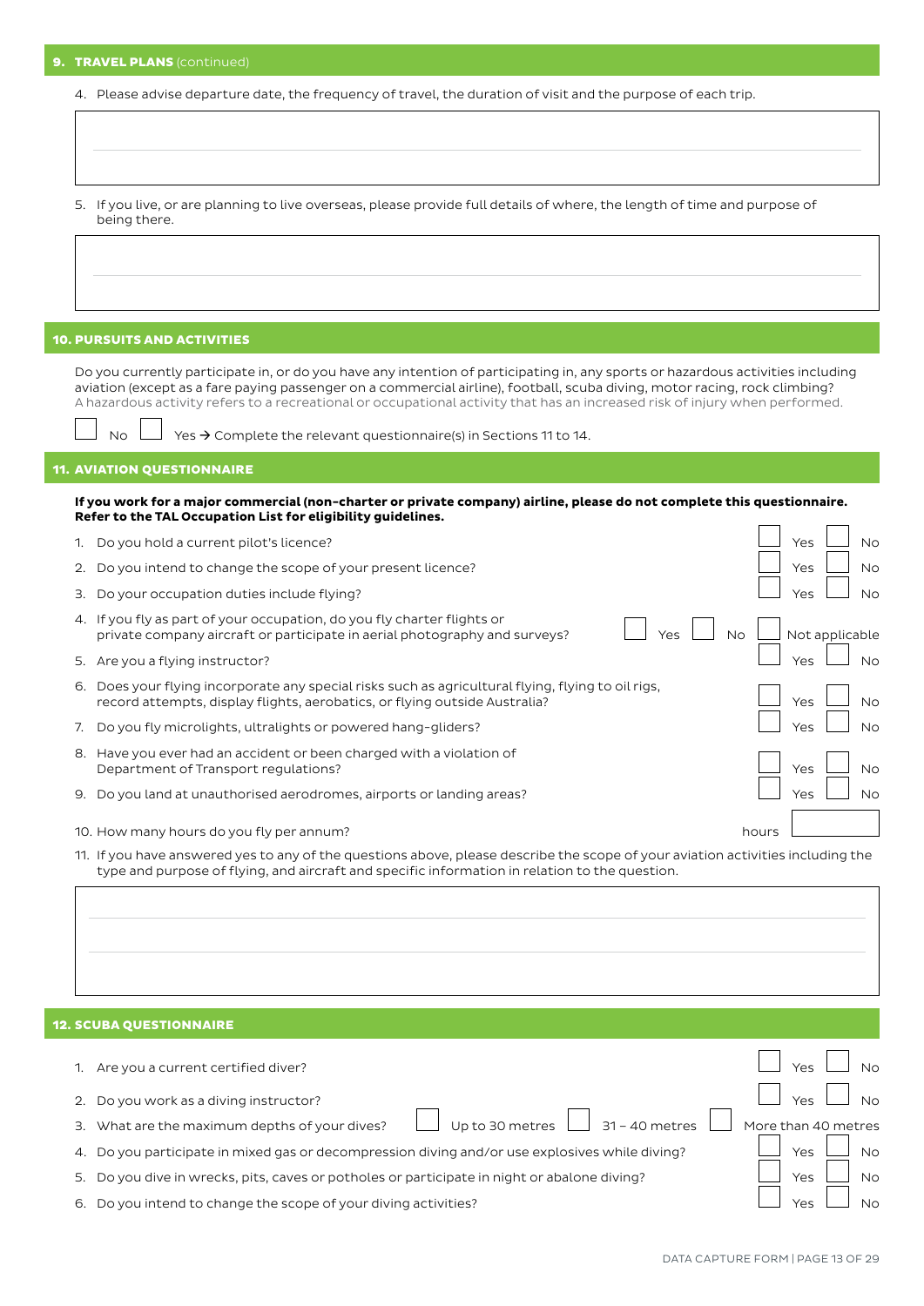## 9. TRAVEL PLANS (continued)

4. Please advise departure date, the frequency of travel, the duration of visit and the purpose of each trip.

5. If you live, or are planning to live overseas, please provide full details of where, the length of time and purpose of being there.

## 10. PURSUITS AND ACTIVITIES

Do you currently participate in, or do you have any intention of participating in, any sports or hazardous activities including aviation (except as a fare paying passenger on a commercial airline), football, scuba diving, motor racing, rock climbing?
A hazardous activity refers to a recreational or occupational activity that has an increased risk of injury when performed.

☐ No ☐ Yes → Complete the relevant questionnaire(s) in Sections 11 to 14.

## 11. AVIATION QUESTIONNAIRE

**If you work for a major commercial (non-charter or private company) airline, please do not complete this questionnaire. Refer to the TAL Occupation List for eligibility guidelines.**

1. Do you hold a current pilot's licence? ☐ Yes ☐ No
2. Do you intend to change the scope of your present licence? ☐ Yes ☐ No
3. Do your occupation duties include flying? ☐ Yes ☐ No
4. If you fly as part of your occupation, do you fly charter flights or private company aircraft or participate in aerial photography and surveys? ☐ Yes ☐ No ☐ Not applicable
5. Are you a flying instructor? ☐ Yes ☐ No
6. Does your flying incorporate any special risks such as agricultural flying, flying to oil rigs, record attempts, display flights, aerobatics, or flying outside Australia? ☐ Yes ☐ No
7. Do you fly microlights, ultralights or powered hang-gliders? ☐ Yes ☐ No
8. Have you ever had an accident or been charged with a violation of Department of Transport regulations? ☐ Yes ☐ No
9. Do you land at unauthorised aerodromes, airports or landing areas? ☐ Yes ☐ No
10. How many hours do you fly per annum? hours ☐
11. If you have answered yes to any of the questions above, please describe the scope of your aviation activities including the type and purpose of flying, and aircraft and specific information in relation to the question.

## 12. SCUBA QUESTIONNAIRE

1. Are you a current certified diver? ☐ Yes ☐ No
2. Do you work as a diving instructor? ☐ Yes ☐ No
3. What are the maximum depths of your dives? ☐ Up to 30 metres ☐ 31 – 40 metres ☐ More than 40 metres
4. Do you participate in mixed gas or decompression diving and/or use explosives while diving? ☐ Yes ☐ No
5. Do you dive in wrecks, pits, caves or potholes or participate in night or abalone diving? ☐ Yes ☐ No
6. Do you intend to change the scope of your diving activities? ☐ Yes ☐ No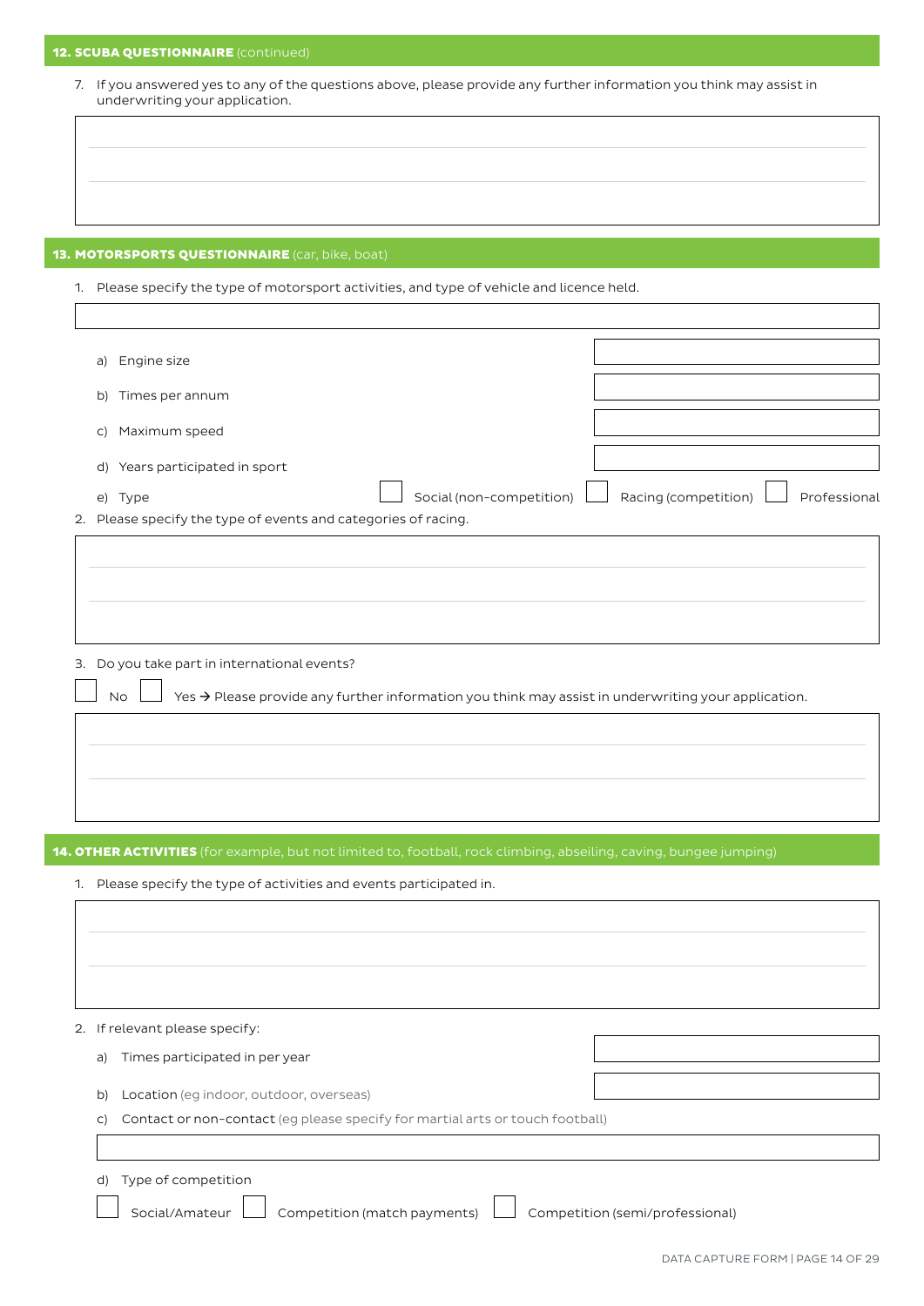## 12. SCUBA QUESTIONNAIRE (continued)

7. If you answered yes to any of the questions above, please provide any further information you think may assist in underwriting your application.

&nbsp;

## 13. MOTORSPORTS QUESTIONNAIRE (car, bike, boat)

1. Please specify the type of motorsport activities, and type of vehicle and licence held.

&nbsp;

   a) Engine size
   
   b) Times per annum
   
   c) Maximum speed
   
   d) Years participated in sport
   
   e) Type ☐ Social (non-competition) ☐ Racing (competition) ☐ Professional

2. Please specify the type of events and categories of racing.

&nbsp;

3. Do you take part in international events?

   ☐ No ☐ Yes → Please provide any further information you think may assist in underwriting your application.

&nbsp;

## 14. OTHER ACTIVITIES (for example, but not limited to, football, rock climbing, abseiling, caving, bungee jumping)

1. Please specify the type of activities and events participated in.

&nbsp;

2. If relevant please specify:

   a) Times participated in per year
   
   b) Location (eg indoor, outdoor, overseas)
   
   c) Contact or non-contact (eg please specify for martial arts or touch football)
   
   d) Type of competition
   
   ☐ Social/Amateur ☐ Competition (match payments) ☐ Competition (semi/professional)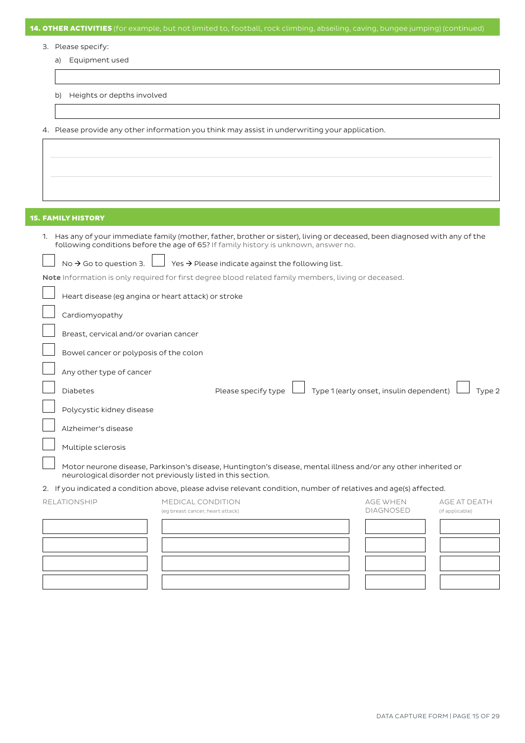## 14. OTHER ACTIVITIES (for example, but not limited to, football, rock climbing, abseiling, caving, bungee jumping) (continued)

3. Please specify:
   a) Equipment used

   b) Heights or depths involved

4. Please provide any other information you think may assist in underwriting your application.

## 15. FAMILY HISTORY

1. Has any of your immediate family (mother, father, brother or sister), living or deceased, been diagnosed with any of the following conditions before the age of 65? If family history is unknown, answer no.

☐ No → Go to question 3. ☐ Yes → Please indicate against the following list.

**Note** Information is only required for first degree blood related family members, living or deceased.

☐ Heart disease (eg angina or heart attack) or stroke

☐ Cardiomyopathy

☐ Breast, cervical and/or ovarian cancer

☐ Bowel cancer or polyposis of the colon

☐ Any other type of cancer

☐ Diabetes — Please specify type ☐ Type 1 (early onset, insulin dependent) ☐ Type 2

☐ Polycystic kidney disease

☐ Alzheimer's disease

☐ Multiple sclerosis

☐ Motor neurone disease, Parkinson's disease, Huntington's disease, mental illness and/or any other inherited or neurological disorder not previously listed in this section.

2. If you indicated a condition above, please advise relevant condition, number of relatives and age(s) affected.

| RELATIONSHIP | MEDICAL CONDITION (eg breast cancer, heart attack) | AGE WHEN DIAGNOSED | AGE AT DEATH (if applicable) |
|---|---|---|---|
| | | | |
| | | | |
| | | | |
| | | | |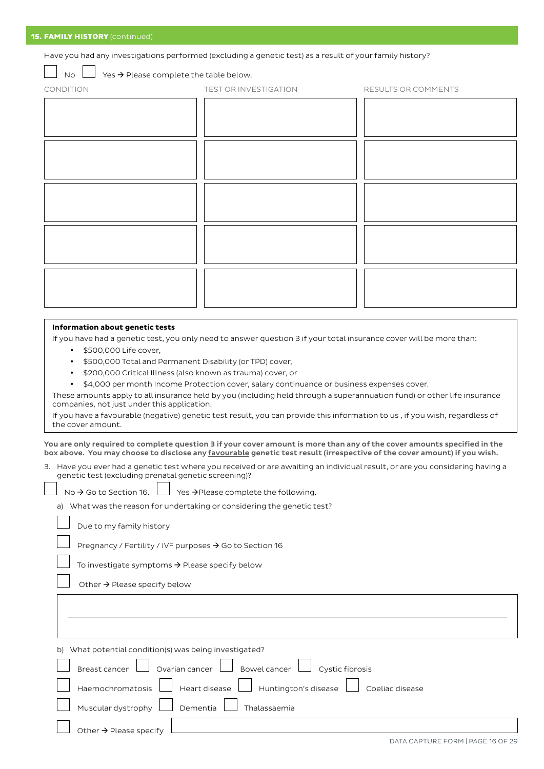## 15. FAMILY HISTORY (continued)

Have you had any investigations performed (excluding a genetic test) as a result of your family history?

☐ No ☐ Yes → Please complete the table below.

| CONDITION | TEST OR INVESTIGATION | RESULTS OR COMMENTS |
|---|---|---|
| | | |
| | | |
| | | |
| | | |
| | | |

**Information about genetic tests**

If you have had a genetic test, you only need to answer question 3 if your total insurance cover will be more than:

- $500,000 Life cover,
- $500,000 Total and Permanent Disability (or TPD) cover,
- $200,000 Critical Illness (also known as trauma) cover, or
- $4,000 per month Income Protection cover, salary continuance or business expenses cover.

These amounts apply to all insurance held by you (including held through a superannuation fund) or other life insurance companies, not just under this application.

If you have a favourable (negative) genetic test result, you can provide this information to us , if you wish, regardless of the cover amount.

**You are only required to complete question 3 if your cover amount is more than any of the cover amounts specified in the box above. You may choose to disclose any favourable genetic test result (irrespective of the cover amount) if you wish.**

3. Have you ever had a genetic test where you received or are awaiting an individual result, or are you considering having a genetic test (excluding prenatal genetic screening)?

☐ No → Go to Section 16. ☐ Yes → Please complete the following.

a) What was the reason for undertaking or considering the genetic test?

☐ Due to my family history

☐ Pregnancy / Fertility / IVF purposes → Go to Section 16

☐ To investigate symptoms → Please specify below

☐ Other → Please specify below

b) What potential condition(s) was being investigated?

☐ Breast cancer ☐ Ovarian cancer ☐ Bowel cancer ☐ Cystic fibrosis

☐ Haemochromatosis ☐ Heart disease ☐ Huntington's disease ☐ Coeliac disease

☐ Muscular dystrophy ☐ Dementia ☐ Thalassaemia

☐ Other → Please specify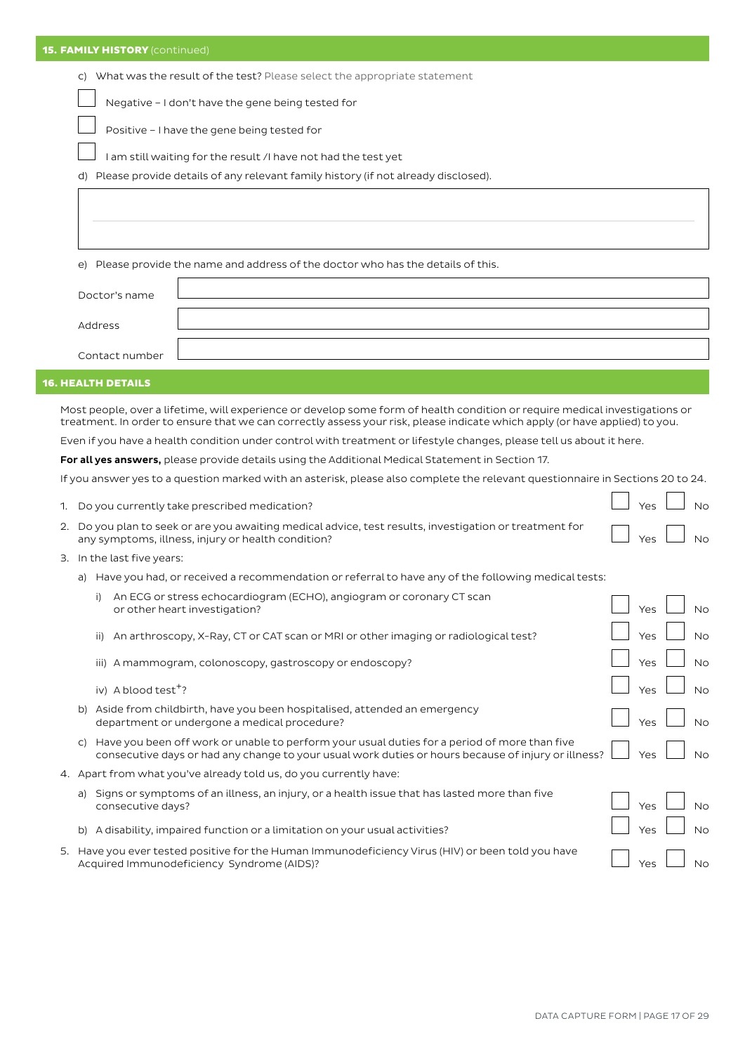## 15. FAMILY HISTORY (continued)

c) What was the result of the test? Please select the appropriate statement

☐ Negative – I don't have the gene being tested for

☐ Positive – I have the gene being tested for

☐ I am still waiting for the result /I have not had the test yet

d) Please provide details of any relevant family history (if not already disclosed).

&nbsp;

e) Please provide the name and address of the doctor who has the details of this.

| | |
|---|---|
| Doctor's name | |
| Address | |
| Contact number | |

## 16. HEALTH DETAILS

Most people, over a lifetime, will experience or develop some form of health condition or require medical investigations or treatment. In order to ensure that we can correctly assess your risk, please indicate which apply (or have applied) to you.

Even if you have a health condition under control with treatment or lifestyle changes, please tell us about it here.

**For all yes answers,** please provide details using the Additional Medical Statement in Section 17.

If you answer yes to a question marked with an asterisk, please also complete the relevant questionnaire in Sections 20 to 24.

1. Do you currently take prescribed medication? ☐ Yes ☐ No
2. Do you plan to seek or are you awaiting medical advice, test results, investigation or treatment for any symptoms, illness, injury or health condition? ☐ Yes ☐ No
3. In the last five years:
   a) Have you had, or received a recommendation or referral to have any of the following medical tests:
      i) An ECG or stress echocardiogram (ECHO), angiogram or coronary CT scan or other heart investigation? ☐ Yes ☐ No
      ii) An arthroscopy, X-Ray, CT or CAT scan or MRI or other imaging or radiological test? ☐ Yes ☐ No
      iii) A mammogram, colonoscopy, gastroscopy or endoscopy? ☐ Yes ☐ No
      iv) A blood test+? ☐ Yes ☐ No
   b) Aside from childbirth, have you been hospitalised, attended an emergency department or undergone a medical procedure? ☐ Yes ☐ No
   c) Have you been off work or unable to perform your usual duties for a period of more than five consecutive days or had any change to your usual work duties or hours because of injury or illness? ☐ Yes ☐ No
4. Apart from what you've already told us, do you currently have:
   a) Signs or symptoms of an illness, an injury, or a health issue that has lasted more than five consecutive days? ☐ Yes ☐ No
   b) A disability, impaired function or a limitation on your usual activities? ☐ Yes ☐ No
5. Have you ever tested positive for the Human Immunodeficiency Virus (HIV) or been told you have Acquired Immunodeficiency Syndrome (AIDS)? ☐ Yes ☐ No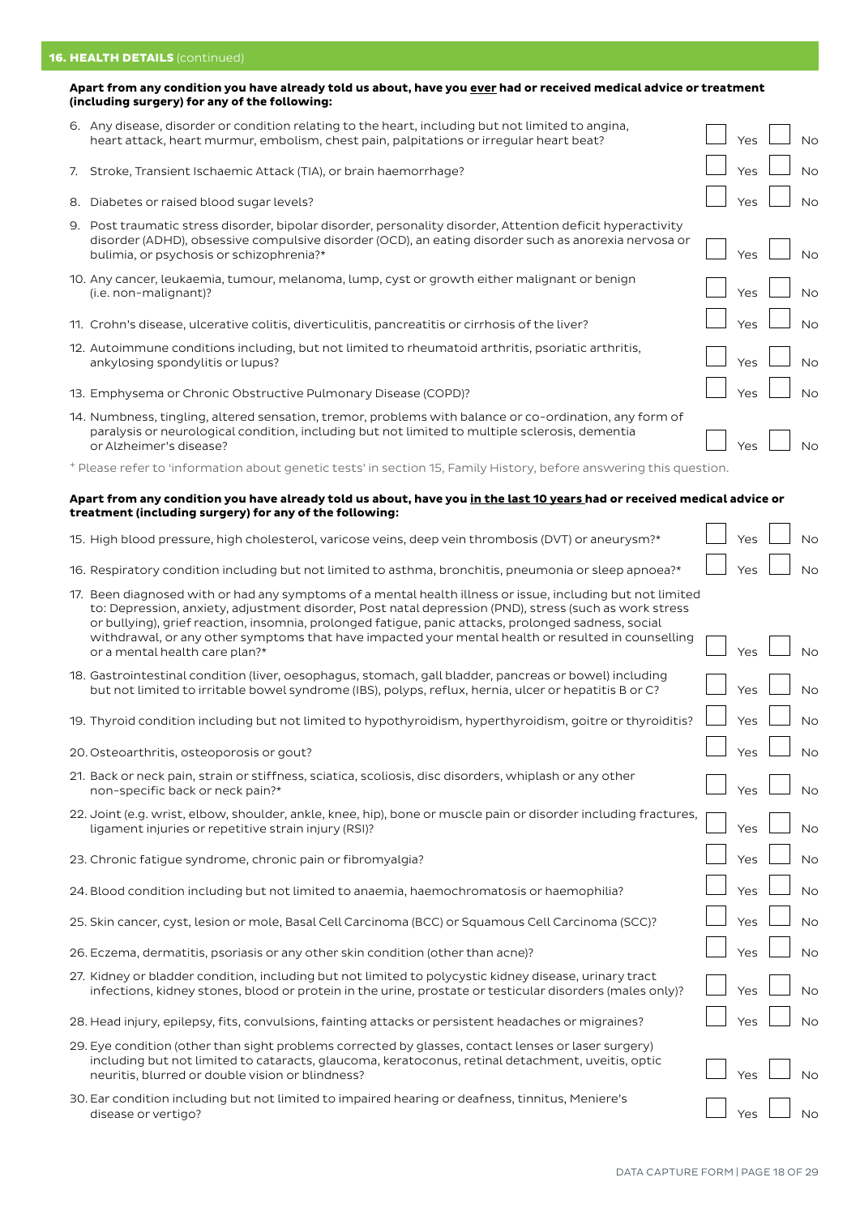## 16. HEALTH DETAILS (continued)

**Apart from any condition you have already told us about, have you ever had or received medical advice or treatment (including surgery) for any of the following:**

6. Any disease, disorder or condition relating to the heart, including but not limited to angina, heart attack, heart murmur, embolism, chest pain, palpitations or irregular heart beat? ☐ Yes ☐ No
7. Stroke, Transient Ischaemic Attack (TIA), or brain haemorrhage? ☐ Yes ☐ No
8. Diabetes or raised blood sugar levels? ☐ Yes ☐ No
9. Post traumatic stress disorder, bipolar disorder, personality disorder, Attention deficit hyperactivity disorder (ADHD), obsessive compulsive disorder (OCD), an eating disorder such as anorexia nervosa or bulimia, or psychosis or schizophrenia?* ☐ Yes ☐ No
10. Any cancer, leukaemia, tumour, melanoma, lump, cyst or growth either malignant or benign (i.e. non-malignant)? ☐ Yes ☐ No
11. Crohn's disease, ulcerative colitis, diverticulitis, pancreatitis or cirrhosis of the liver? ☐ Yes ☐ No
12. Autoimmune conditions including, but not limited to rheumatoid arthritis, psoriatic arthritis, ankylosing spondylitis or lupus? ☐ Yes ☐ No
13. Emphysema or Chronic Obstructive Pulmonary Disease (COPD)? ☐ Yes ☐ No
14. Numbness, tingling, altered sensation, tremor, problems with balance or co-ordination, any form of paralysis or neurological condition, including but not limited to multiple sclerosis, dementia or Alzheimer's disease? ☐ Yes ☐ No

+ Please refer to 'information about genetic tests' in section 15, Family History, before answering this question.

**Apart from any condition you have already told us about, have you in the last 10 years had or received medical advice or treatment (including surgery) for any of the following:**

15. High blood pressure, high cholesterol, varicose veins, deep vein thrombosis (DVT) or aneurysm?* ☐ Yes ☐ No
16. Respiratory condition including but not limited to asthma, bronchitis, pneumonia or sleep apnoea?* ☐ Yes ☐ No
17. Been diagnosed with or had any symptoms of a mental health illness or issue, including but not limited to: Depression, anxiety, adjustment disorder, Post natal depression (PND), stress (such as work stress or bullying), grief reaction, insomnia, prolonged fatigue, panic attacks, prolonged sadness, social withdrawal, or any other symptoms that have impacted your mental health or resulted in counselling or a mental health care plan?* ☐ Yes ☐ No
18. Gastrointestinal condition (liver, oesophagus, stomach, gall bladder, pancreas or bowel) including but not limited to irritable bowel syndrome (IBS), polyps, reflux, hernia, ulcer or hepatitis B or C? ☐ Yes ☐ No
19. Thyroid condition including but not limited to hypothyroidism, hyperthyroidism, goitre or thyroiditis? ☐ Yes ☐ No
20. Osteoarthritis, osteoporosis or gout? ☐ Yes ☐ No
21. Back or neck pain, strain or stiffness, sciatica, scoliosis, disc disorders, whiplash or any other non-specific back or neck pain?* ☐ Yes ☐ No
22. Joint (e.g. wrist, elbow, shoulder, ankle, knee, hip), bone or muscle pain or disorder including fractures, ligament injuries or repetitive strain injury (RSI)? ☐ Yes ☐ No
23. Chronic fatigue syndrome, chronic pain or fibromyalgia? ☐ Yes ☐ No
24. Blood condition including but not limited to anaemia, haemochromatosis or haemophilia? ☐ Yes ☐ No
25. Skin cancer, cyst, lesion or mole, Basal Cell Carcinoma (BCC) or Squamous Cell Carcinoma (SCC)? ☐ Yes ☐ No
26. Eczema, dermatitis, psoriasis or any other skin condition (other than acne)? ☐ Yes ☐ No
27. Kidney or bladder condition, including but not limited to polycystic kidney disease, urinary tract infections, kidney stones, blood or protein in the urine, prostate or testicular disorders (males only)? ☐ Yes ☐ No
28. Head injury, epilepsy, fits, convulsions, fainting attacks or persistent headaches or migraines? ☐ Yes ☐ No
29. Eye condition (other than sight problems corrected by glasses, contact lenses or laser surgery) including but not limited to cataracts, glaucoma, keratoconus, retinal detachment, uveitis, optic neuritis, blurred or double vision or blindness? ☐ Yes ☐ No
30. Ear condition including but not limited to impaired hearing or deafness, tinnitus, Meniere's disease or vertigo? ☐ Yes ☐ No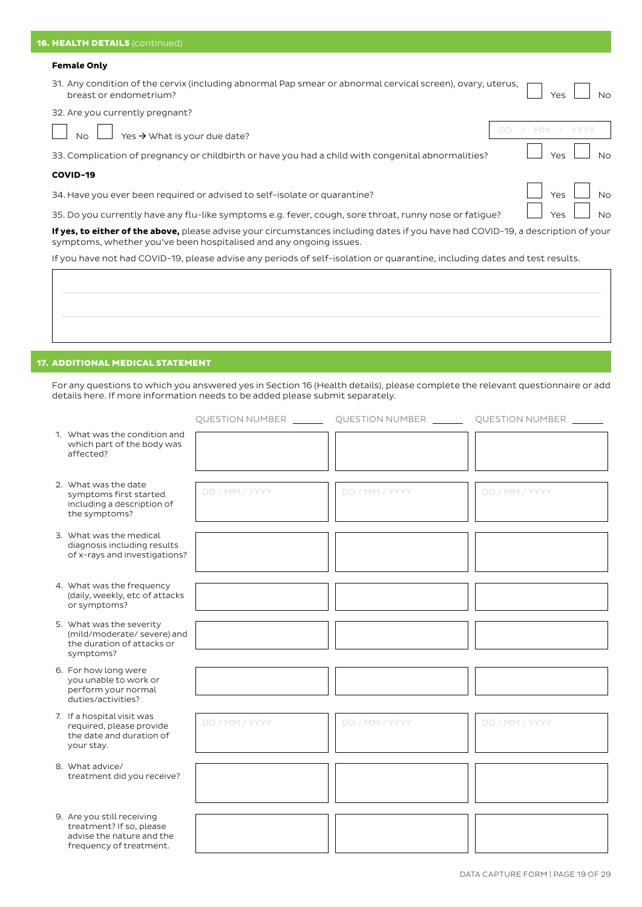## 16. HEALTH DETAILS (continued)

**Female Only**

31. Any condition of the cervix (including abnormal Pap smear or abnormal cervical screen), ovary, uterus, breast or endometrium? ☐ Yes ☐ No

32. Are you currently pregnant?

☐ No ☐ Yes → What is your due date? DD / MM / YYYY

33. Complication of pregnancy or childbirth or have you had a child with congenital abnormalities? ☐ Yes ☐ No

**COVID-19**

34. Have you ever been required or advised to self-isolate or quarantine? ☐ Yes ☐ No

35. Do you currently have any flu-like symptoms e.g. fever, cough, sore throat, runny nose or fatigue? ☐ Yes ☐ No

**If yes, to either of the above,** please advise your circumstances including dates if you have had COVID-19, a description of your symptoms, whether you've been hospitalised and any ongoing issues.

If you have not had COVID-19, please advise any periods of self-isolation or quarantine, including dates and test results.

## 17. ADDITIONAL MEDICAL STATEMENT

For any questions to which you answered yes in Section 16 (Health details), please complete the relevant questionnaire or add details here. If more information needs to be added please submit separately.

| | QUESTION NUMBER ______ | QUESTION NUMBER ______ | QUESTION NUMBER ______ |
|---|---|---|---|
| 1. What was the condition and which part of the body was affected? | | | |
| 2. What was the date symptoms first started including a description of the symptoms? | DD / MM / YYYY | DD / MM / YYYY | DD / MM / YYYY |
| 3. What was the medical diagnosis including results of x-rays and investigations? | | | |
| 4. What was the frequency (daily, weekly, etc of attacks or symptoms? | | | |
| 5. What was the severity (mild/moderate/ severe) and the duration of attacks or symptoms? | | | |
| 6. For how long were you unable to work or perform your normal duties/activities? | | | |
| 7. If a hospital visit was required, please provide the date and duration of your stay. | DD / MM / YYYY | DD / MM / YYYY | DD / MM / YYYY |
| 8. What advice/ treatment did you receive? | | | |
| 9. Are you still receiving treatment? If so, please advise the nature and the frequency of treatment. | | | |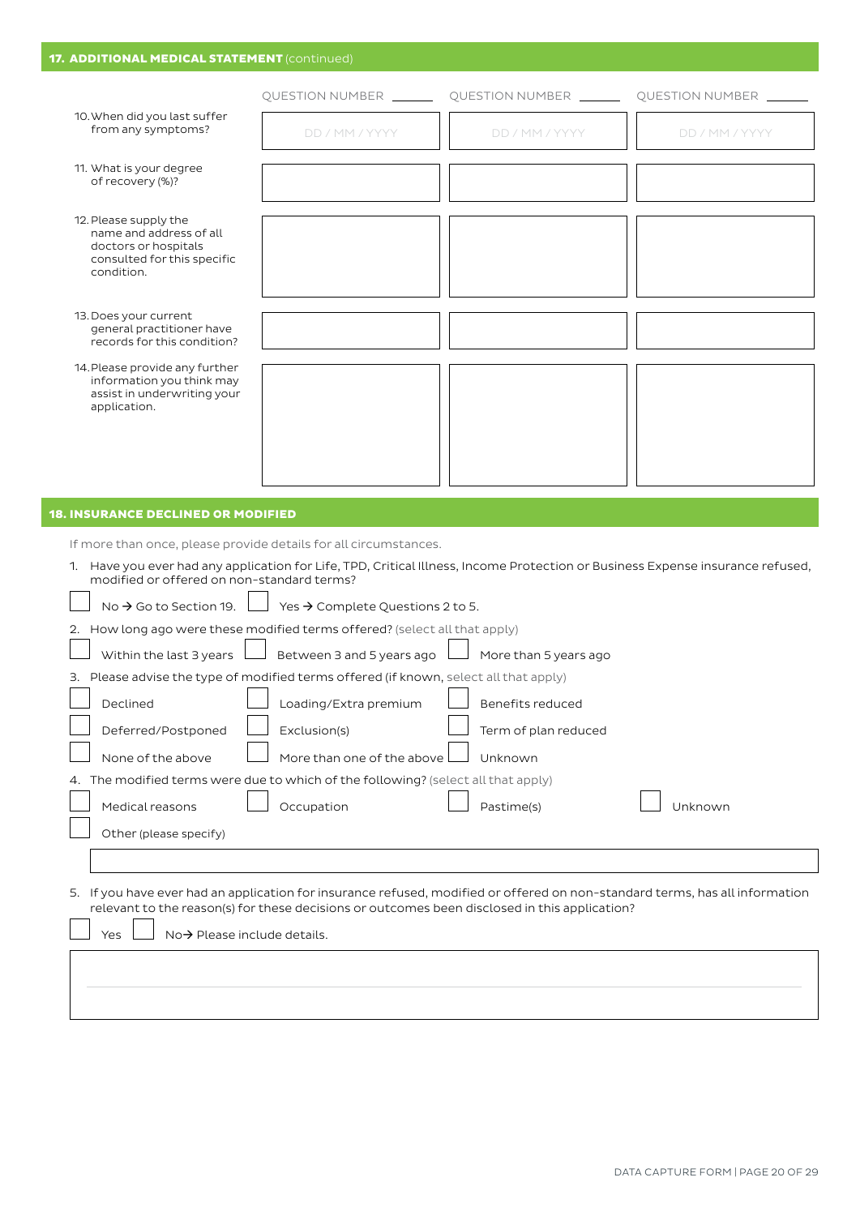## 17. ADDITIONAL MEDICAL STATEMENT (continued)

| | QUESTION NUMBER ______ | QUESTION NUMBER ______ | QUESTION NUMBER ______ |
|---|---|---|---|
| 10. When did you last suffer from any symptoms? | DD / MM / YYYY | DD / MM / YYYY | DD / MM / YYYY |
| 11. What is your degree of recovery (%)? | | | |
| 12. Please supply the name and address of all doctors or hospitals consulted for this specific condition. | | | |
| 13. Does your current general practitioner have records for this condition? | | | |
| 14. Please provide any further information you think may assist in underwriting your application. | | | |

## 18. INSURANCE DECLINED OR MODIFIED

If more than once, please provide details for all circumstances.

1. Have you ever had any application for Life, TPD, Critical Illness, Income Protection or Business Expense insurance refused, modified or offered on non-standard terms?

☐ No → Go to Section 19. ☐ Yes → Complete Questions 2 to 5.

2. How long ago were these modified terms offered? (select all that apply)

☐ Within the last 3 years ☐ Between 3 and 5 years ago ☐ More than 5 years ago

3. Please advise the type of modified terms offered (if known, select all that apply)

☐ Declined ☐ Loading/Extra premium ☐ Benefits reduced

☐ Deferred/Postponed ☐ Exclusion(s) ☐ Term of plan reduced

☐ None of the above ☐ More than one of the above ☐ Unknown

4. The modified terms were due to which of the following? (select all that apply)

☐ Medical reasons ☐ Occupation ☐ Pastime(s) ☐ Unknown

☐ Other (please specify)

5. If you have ever had an application for insurance refused, modified or offered on non-standard terms, has all information relevant to the reason(s) for these decisions or outcomes been disclosed in this application?

☐ Yes ☐ No→ Please include details.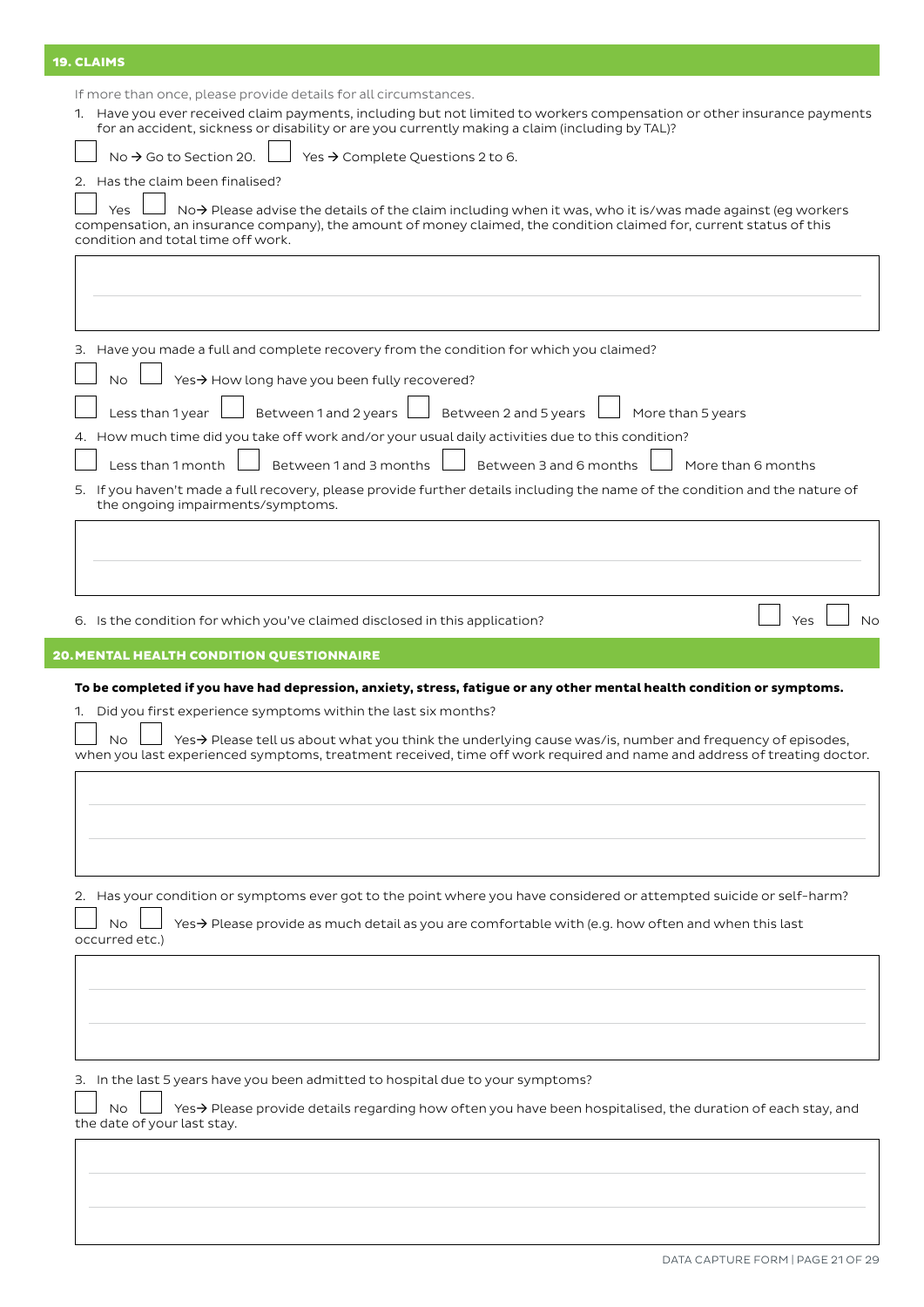## 19. CLAIMS

If more than once, please provide details for all circumstances.

1. Have you ever received claim payments, including but not limited to workers compensation or other insurance payments for an accident, sickness or disability or are you currently making a claim (including by TAL)?

☐ No → Go to Section 20. ☐ Yes → Complete Questions 2 to 6.

2. Has the claim been finalised?

☐ Yes ☐ No→ Please advise the details of the claim including when it was, who it is/was made against (eg workers compensation, an insurance company), the amount of money claimed, the condition claimed for, current status of this condition and total time off work.

3. Have you made a full and complete recovery from the condition for which you claimed?

☐ No ☐ Yes→ How long have you been fully recovered?

☐ Less than 1 year ☐ Between 1 and 2 years ☐ Between 2 and 5 years ☐ More than 5 years

4. How much time did you take off work and/or your usual daily activities due to this condition?

☐ Less than 1 month ☐ Between 1 and 3 months ☐ Between 3 and 6 months ☐ More than 6 months

5. If you haven't made a full recovery, please provide further details including the name of the condition and the nature of the ongoing impairments/symptoms.

6. Is the condition for which you've claimed disclosed in this application? ☐ Yes ☐ No

## 20. MENTAL HEALTH CONDITION QUESTIONNAIRE

**To be completed if you have had depression, anxiety, stress, fatigue or any other mental health condition or symptoms.**

1. Did you first experience symptoms within the last six months?

☐ No ☐ Yes→ Please tell us about what you think the underlying cause was/is, number and frequency of episodes, when you last experienced symptoms, treatment received, time off work required and name and address of treating doctor.

2. Has your condition or symptoms ever got to the point where you have considered or attempted suicide or self-harm?

☐ No ☐ Yes→ Please provide as much detail as you are comfortable with (e.g. how often and when this last occurred etc.)

3. In the last 5 years have you been admitted to hospital due to your symptoms?

☐ No ☐ Yes→ Please provide details regarding how often you have been hospitalised, the duration of each stay, and the date of your last stay.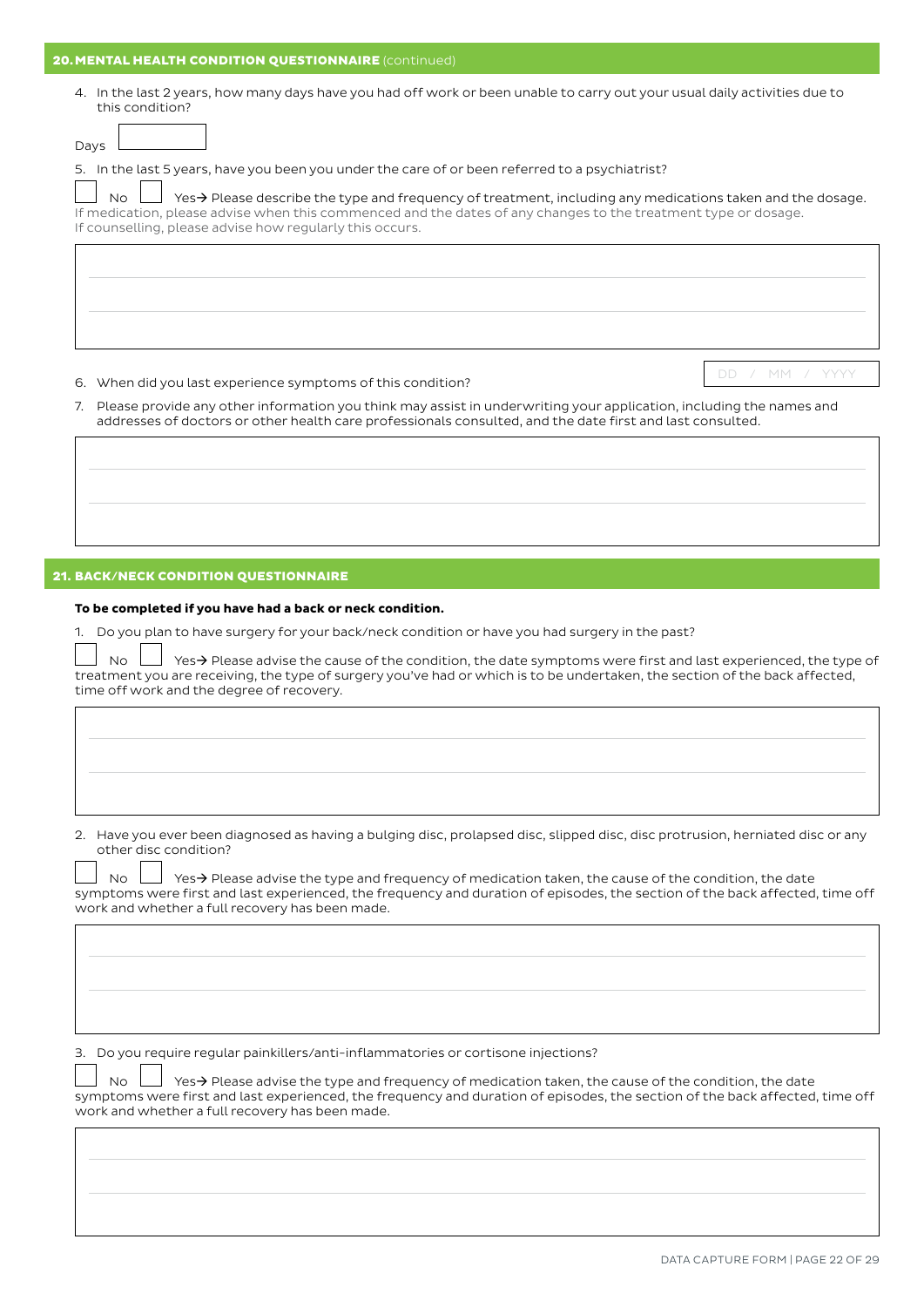## 20. MENTAL HEALTH CONDITION QUESTIONNAIRE (continued)

4. In the last 2 years, how many days have you had off work or been unable to carry out your usual daily activities due to this condition?

Days

5. In the last 5 years, have you been you under the care of or been referred to a psychiatrist?

☐ No ☐ Yes→ Please describe the type and frequency of treatment, including any medications taken and the dosage. If medication, please advise when this commenced and the dates of any changes to the treatment type or dosage. If counselling, please advise how regularly this occurs.

6. When did you last experience symptoms of this condition? DD / MM / YYYY

7. Please provide any other information you think may assist in underwriting your application, including the names and addresses of doctors or other health care professionals consulted, and the date first and last consulted.

## 21. BACK/NECK CONDITION QUESTIONNAIRE

**To be completed if you have had a back or neck condition.**

1. Do you plan to have surgery for your back/neck condition or have you had surgery in the past?

☐ No ☐ Yes→ Please advise the cause of the condition, the date symptoms were first and last experienced, the type of treatment you are receiving, the type of surgery you've had or which is to be undertaken, the section of the back affected, time off work and the degree of recovery.

2. Have you ever been diagnosed as having a bulging disc, prolapsed disc, slipped disc, disc protrusion, herniated disc or any other disc condition?

☐ No ☐ Yes→ Please advise the type and frequency of medication taken, the cause of the condition, the date symptoms were first and last experienced, the frequency and duration of episodes, the section of the back affected, time off work and whether a full recovery has been made.

3. Do you require regular painkillers/anti-inflammatories or cortisone injections?

☐ No ☐ Yes→ Please advise the type and frequency of medication taken, the cause of the condition, the date symptoms were first and last experienced, the frequency and duration of episodes, the section of the back affected, time off work and whether a full recovery has been made.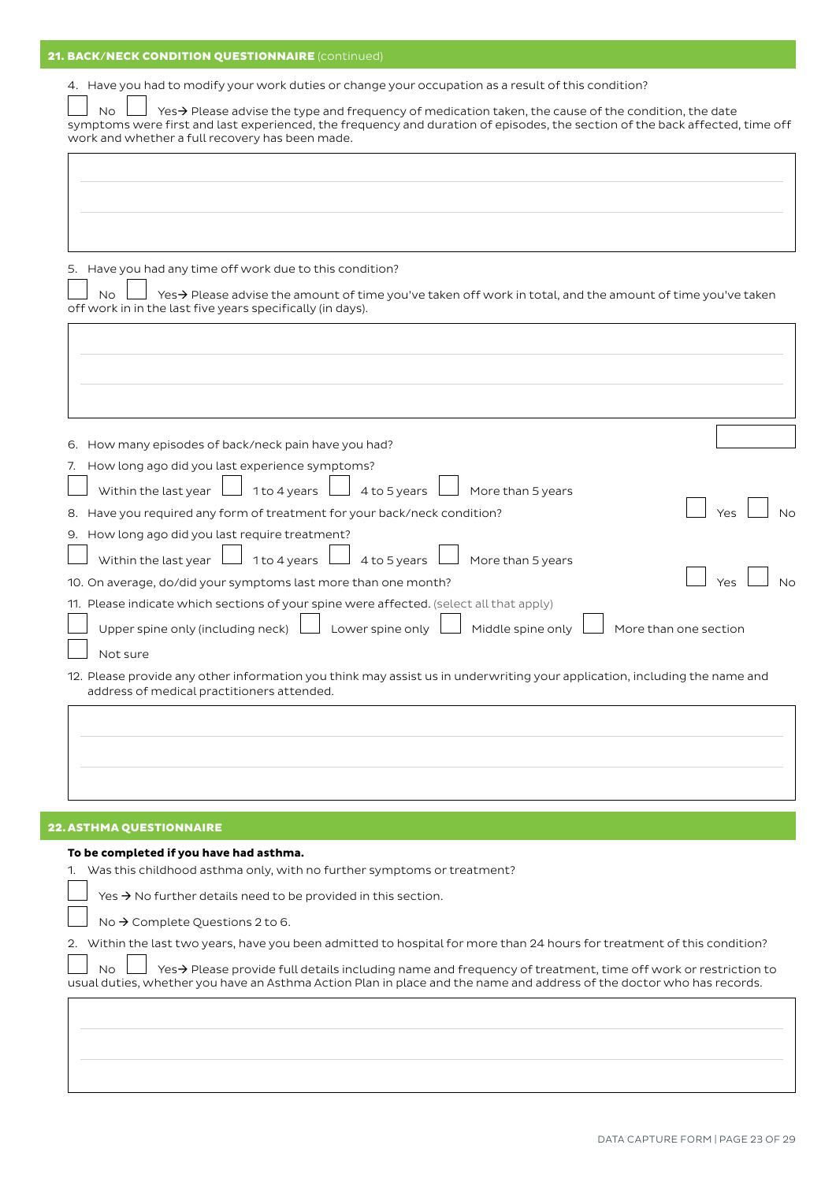## 21. BACK/NECK CONDITION QUESTIONNAIRE (continued)

4. Have you had to modify your work duties or change your occupation as a result of this condition?

☐ No ☐ Yes→ Please advise the type and frequency of medication taken, the cause of the condition, the date symptoms were first and last experienced, the frequency and duration of episodes, the section of the back affected, time off work and whether a full recovery has been made.

5. Have you had any time off work due to this condition?

☐ No ☐ Yes→ Please advise the amount of time you've taken off work in total, and the amount of time you've taken off work in in the last five years specifically (in days).

6. How many episodes of back/neck pain have you had?

7. How long ago did you last experience symptoms?

☐ Within the last year ☐ 1 to 4 years ☐ 4 to 5 years ☐ More than 5 years

8. Have you required any form of treatment for your back/neck condition? ☐ Yes ☐ No

9. How long ago did you last require treatment?

☐ Within the last year ☐ 1 to 4 years ☐ 4 to 5 years ☐ More than 5 years

10. On average, do/did your symptoms last more than one month? ☐ Yes ☐ No

11. Please indicate which sections of your spine were affected. (select all that apply)

☐ Upper spine only (including neck) ☐ Lower spine only ☐ Middle spine only ☐ More than one section

☐ Not sure

12. Please provide any other information you think may assist us in underwriting your application, including the name and address of medical practitioners attended.

## 22. ASTHMA QUESTIONNAIRE

**To be completed if you have had asthma.**

1. Was this childhood asthma only, with no further symptoms or treatment?

☐ Yes → No further details need to be provided in this section.

☐ No → Complete Questions 2 to 6.

2. Within the last two years, have you been admitted to hospital for more than 24 hours for treatment of this condition?

☐ No ☐ Yes→ Please provide full details including name and frequency of treatment, time off work or restriction to usual duties, whether you have an Asthma Action Plan in place and the name and address of the doctor who has records.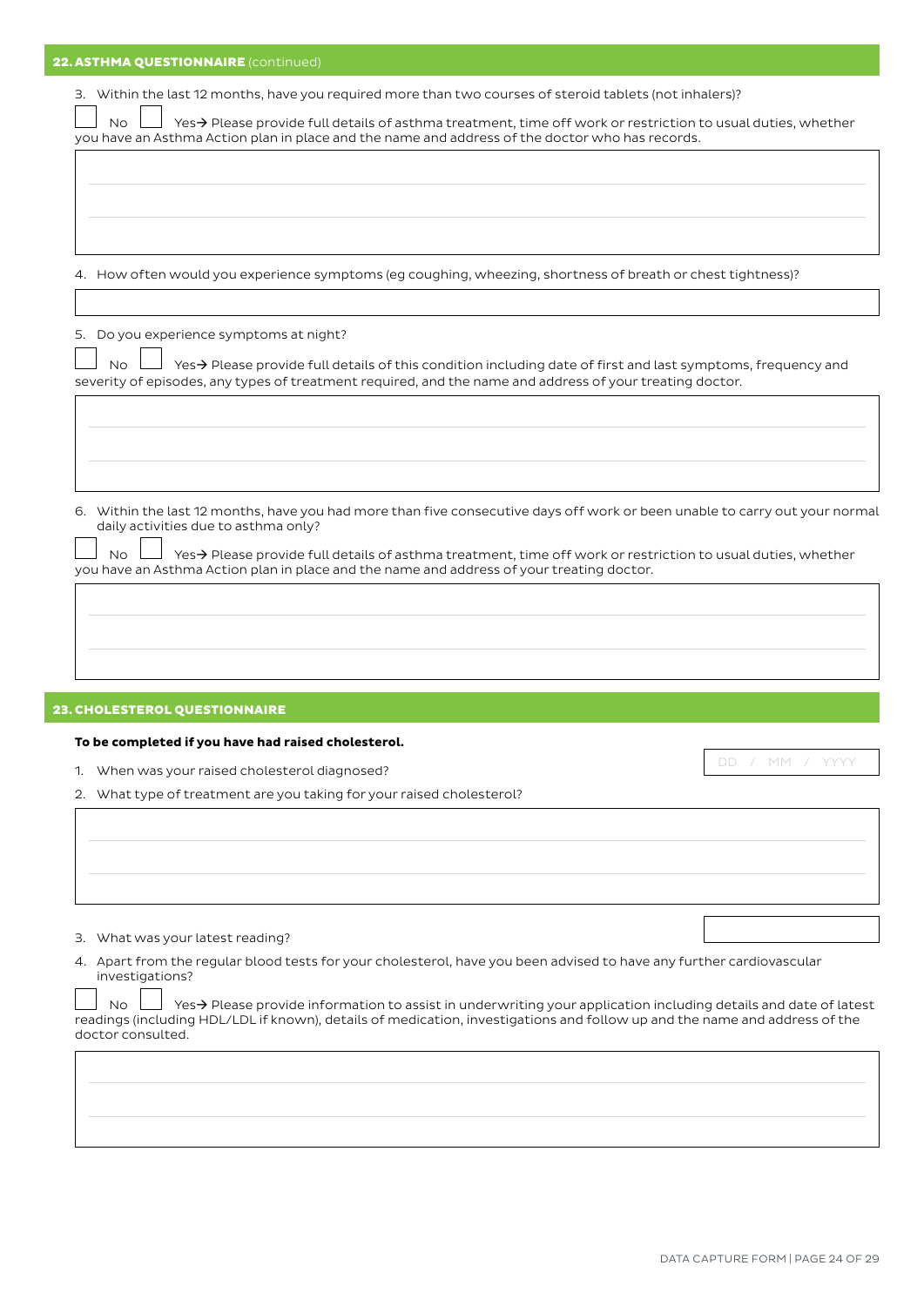## 22. ASTHMA QUESTIONNAIRE (continued)

3. Within the last 12 months, have you required more than two courses of steroid tablets (not inhalers)?

☐ No ☐ Yes→ Please provide full details of asthma treatment, time off work or restriction to usual duties, whether you have an Asthma Action plan in place and the name and address of the doctor who has records.

4. How often would you experience symptoms (eg coughing, wheezing, shortness of breath or chest tightness)?

5. Do you experience symptoms at night?

☐ No ☐ Yes→ Please provide full details of this condition including date of first and last symptoms, frequency and severity of episodes, any types of treatment required, and the name and address of your treating doctor.

6. Within the last 12 months, have you had more than five consecutive days off work or been unable to carry out your normal daily activities due to asthma only?

☐ No ☐ Yes→ Please provide full details of asthma treatment, time off work or restriction to usual duties, whether you have an Asthma Action plan in place and the name and address of your treating doctor.

## 23. CHOLESTEROL QUESTIONNAIRE

**To be completed if you have had raised cholesterol.**

1. When was your raised cholesterol diagnosed? DD / MM / YYYY
2. What type of treatment are you taking for your raised cholesterol?
3. What was your latest reading?
4. Apart from the regular blood tests for your cholesterol, have you been advised to have any further cardiovascular investigations?

☐ No ☐ Yes→ Please provide information to assist in underwriting your application including details and date of latest readings (including HDL/LDL if known), details of medication, investigations and follow up and the name and address of the doctor consulted.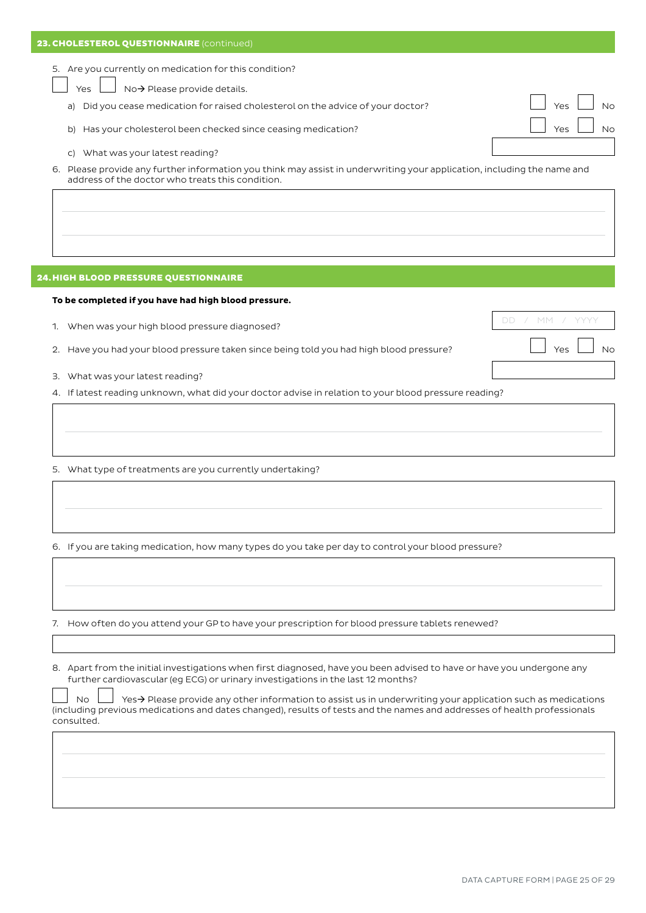## 23. CHOLESTEROL QUESTIONNAIRE (continued)

5. Are you currently on medication for this condition?

   ☐ Yes ☐ No→ Please provide details.

   a) Did you cease medication for raised cholesterol on the advice of your doctor? ☐ Yes ☐ No

   b) Has your cholesterol been checked since ceasing medication? ☐ Yes ☐ No

   c) What was your latest reading? ____________

6. Please provide any further information you think may assist in underwriting your application, including the name and address of the doctor who treats this condition.

____________________________________________

## 24. HIGH BLOOD PRESSURE QUESTIONNAIRE

**To be completed if you have had high blood pressure.**

1. When was your high blood pressure diagnosed? DD / MM / YYYY

2. Have you had your blood pressure taken since being told you had high blood pressure? ☐ Yes ☐ No

3. What was your latest reading? ____________

4. If latest reading unknown, what did your doctor advise in relation to your blood pressure reading?

____________________________________________

5. What type of treatments are you currently undertaking?

____________________________________________

6. If you are taking medication, how many types do you take per day to control your blood pressure?

____________________________________________

7. How often do you attend your GP to have your prescription for blood pressure tablets renewed?

____________________________________________

8. Apart from the initial investigations when first diagnosed, have you been advised to have or have you undergone any further cardiovascular (eg ECG) or urinary investigations in the last 12 months?

   ☐ No ☐ Yes→ Please provide any other information to assist us in underwriting your application such as medications (including previous medications and dates changed), results of tests and the names and addresses of health professionals consulted.

____________________________________________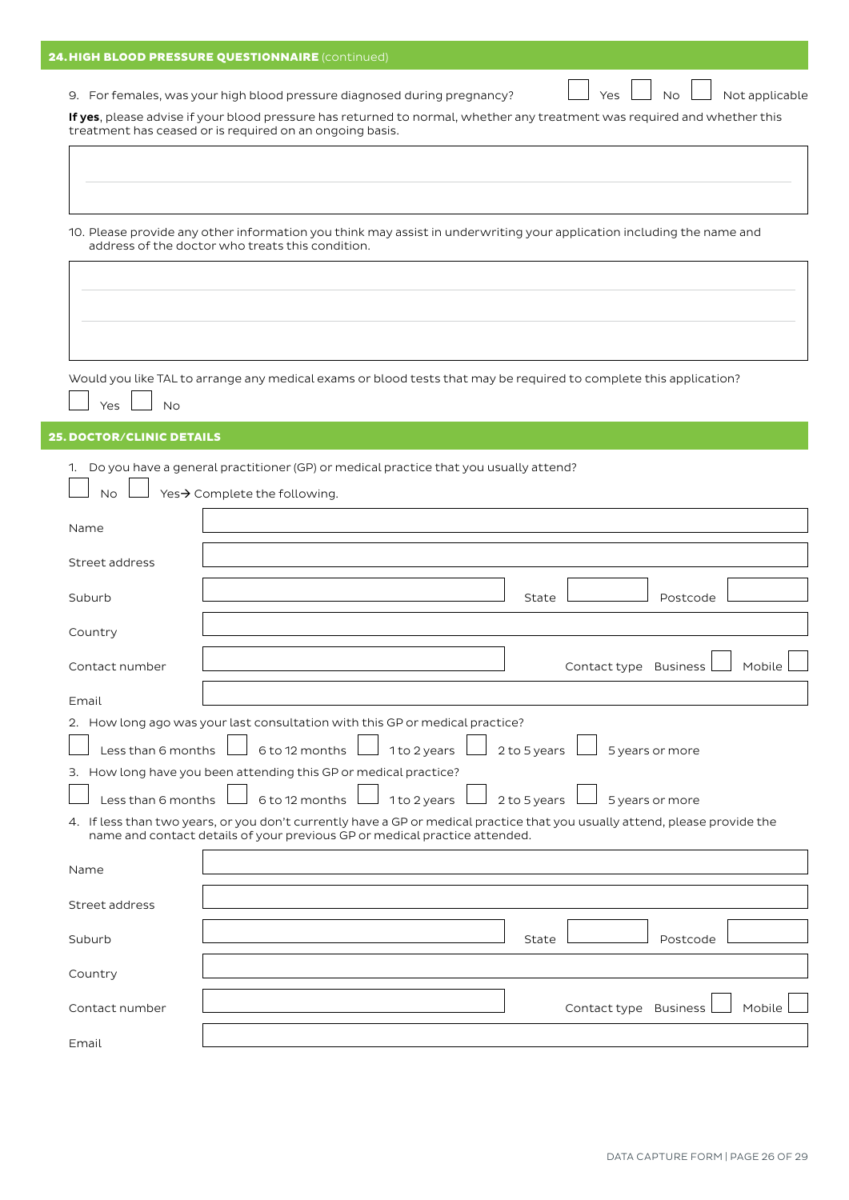## 24. HIGH BLOOD PRESSURE QUESTIONNAIRE (continued)

9. For females, was your high blood pressure diagnosed during pregnancy? ☐ Yes ☐ No ☐ Not applicable

**If yes**, please advise if your blood pressure has returned to normal, whether any treatment was required and whether this treatment has ceased or is required on an ongoing basis.

10. Please provide any other information you think may assist in underwriting your application including the name and address of the doctor who treats this condition.

Would you like TAL to arrange any medical exams or blood tests that may be required to complete this application?

☐ Yes ☐ No

## 25. DOCTOR/CLINIC DETAILS

1. Do you have a general practitioner (GP) or medical practice that you usually attend?

☐ No ☐ Yes→ Complete the following.

Name

Street address

Suburb　　State　　Postcode

Country

Contact number　　Contact type Business ☐ Mobile ☐

Email

2. How long ago was your last consultation with this GP or medical practice?

☐ Less than 6 months ☐ 6 to 12 months ☐ 1 to 2 years ☐ 2 to 5 years ☐ 5 years or more

3. How long have you been attending this GP or medical practice?

☐ Less than 6 months ☐ 6 to 12 months ☐ 1 to 2 years ☐ 2 to 5 years ☐ 5 years or more

4. If less than two years, or you don't currently have a GP or medical practice that you usually attend, please provide the name and contact details of your previous GP or medical practice attended.

Name

Street address

Suburb　　State　　Postcode

Country

Contact number　　Contact type Business ☐ Mobile ☐

Email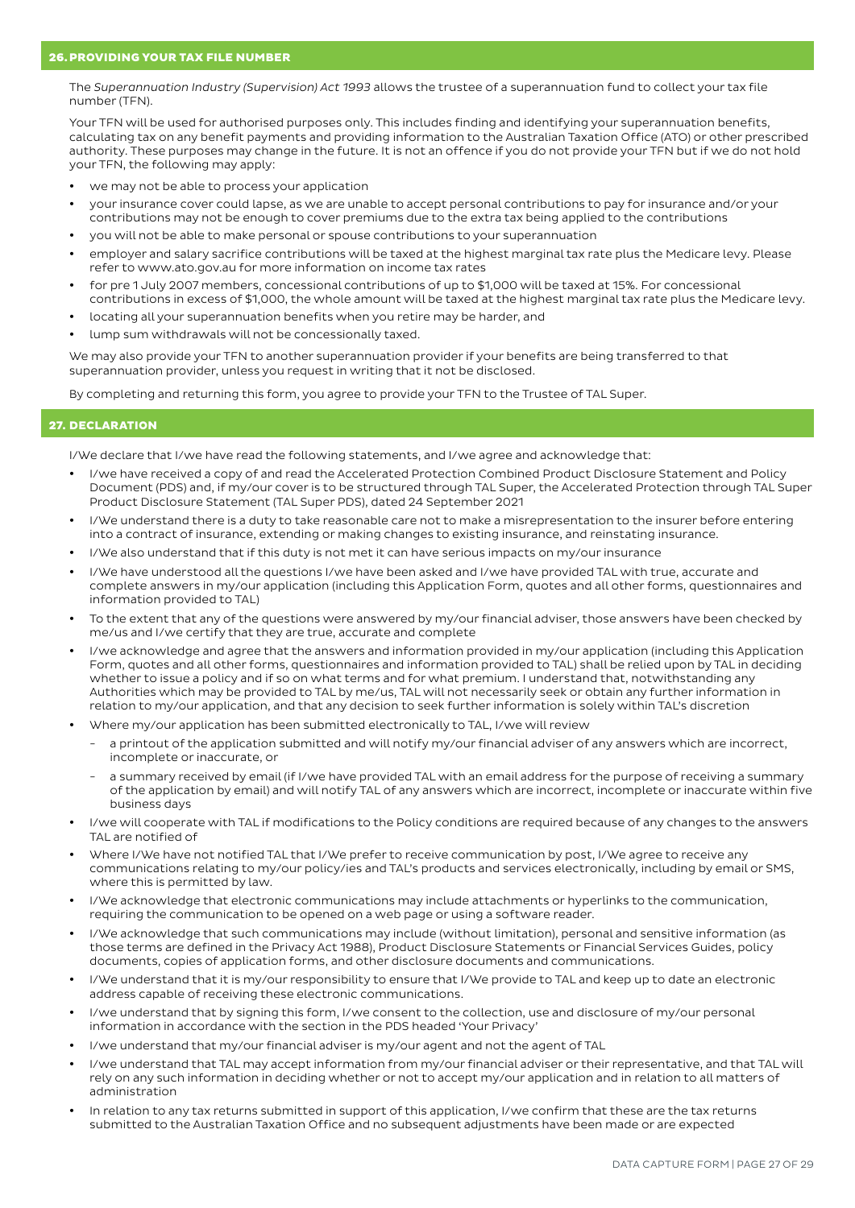## 26. PROVIDING YOUR TAX FILE NUMBER

The *Superannuation Industry (Supervision) Act 1993* allows the trustee of a superannuation fund to collect your tax file number (TFN).

Your TFN will be used for authorised purposes only. This includes finding and identifying your superannuation benefits, calculating tax on any benefit payments and providing information to the Australian Taxation Office (ATO) or other prescribed authority. These purposes may change in the future. It is not an offence if you do not provide your TFN but if we do not hold your TFN, the following may apply:

- we may not be able to process your application
- your insurance cover could lapse, as we are unable to accept personal contributions to pay for insurance and/or your contributions may not be enough to cover premiums due to the extra tax being applied to the contributions
- you will not be able to make personal or spouse contributions to your superannuation
- employer and salary sacrifice contributions will be taxed at the highest marginal tax rate plus the Medicare levy. Please refer to www.ato.gov.au for more information on income tax rates
- for pre 1 July 2007 members, concessional contributions of up to $1,000 will be taxed at 15%. For concessional contributions in excess of $1,000, the whole amount will be taxed at the highest marginal tax rate plus the Medicare levy.
- locating all your superannuation benefits when you retire may be harder, and
- lump sum withdrawals will not be concessionally taxed.

We may also provide your TFN to another superannuation provider if your benefits are being transferred to that superannuation provider, unless you request in writing that it not be disclosed.

By completing and returning this form, you agree to provide your TFN to the Trustee of TAL Super.

## 27. DECLARATION

I/We declare that I/we have read the following statements, and I/we agree and acknowledge that:

- I/we have received a copy of and read the Accelerated Protection Combined Product Disclosure Statement and Policy Document (PDS) and, if my/our cover is to be structured through TAL Super, the Accelerated Protection through TAL Super Product Disclosure Statement (TAL Super PDS), dated 24 September 2021
- I/We understand there is a duty to take reasonable care not to make a misrepresentation to the insurer before entering into a contract of insurance, extending or making changes to existing insurance, and reinstating insurance.
- I/We also understand that if this duty is not met it can have serious impacts on my/our insurance
- I/We have understood all the questions I/we have been asked and I/we have provided TAL with true, accurate and complete answers in my/our application (including this Application Form, quotes and all other forms, questionnaires and information provided to TAL)
- To the extent that any of the questions were answered by my/our financial adviser, those answers have been checked by me/us and I/we certify that they are true, accurate and complete
- I/we acknowledge and agree that the answers and information provided in my/our application (including this Application Form, quotes and all other forms, questionnaires and information provided to TAL) shall be relied upon by TAL in deciding whether to issue a policy and if so on what terms and for what premium. I understand that, notwithstanding any Authorities which may be provided to TAL by me/us, TAL will not necessarily seek or obtain any further information in relation to my/our application, and that any decision to seek further information is solely within TAL's discretion
- Where my/our application has been submitted electronically to TAL, I/we will review
  - a printout of the application submitted and will notify my/our financial adviser of any answers which are incorrect, incomplete or inaccurate, or
  - a summary received by email (if I/we have provided TAL with an email address for the purpose of receiving a summary of the application by email) and will notify TAL of any answers which are incorrect, incomplete or inaccurate within five business days
- I/we will cooperate with TAL if modifications to the Policy conditions are required because of any changes to the answers TAL are notified of
- Where I/We have not notified TAL that I/We prefer to receive communication by post, I/We agree to receive any communications relating to my/our policy/ies and TAL's products and services electronically, including by email or SMS, where this is permitted by law.
- I/We acknowledge that electronic communications may include attachments or hyperlinks to the communication, requiring the communication to be opened on a web page or using a software reader.
- I/We acknowledge that such communications may include (without limitation), personal and sensitive information (as those terms are defined in the Privacy Act 1988), Product Disclosure Statements or Financial Services Guides, policy documents, copies of application forms, and other disclosure documents and communications.
- I/We understand that it is my/our responsibility to ensure that I/We provide to TAL and keep up to date an electronic address capable of receiving these electronic communications.
- I/we understand that by signing this form, I/we consent to the collection, use and disclosure of my/our personal information in accordance with the section in the PDS headed 'Your Privacy'
- I/we understand that my/our financial adviser is my/our agent and not the agent of TAL
- I/we understand that TAL may accept information from my/our financial adviser or their representative, and that TAL will rely on any such information in deciding whether or not to accept my/our application and in relation to all matters of administration
- In relation to any tax returns submitted in support of this application, I/we confirm that these are the tax returns submitted to the Australian Taxation Office and no subsequent adjustments have been made or are expected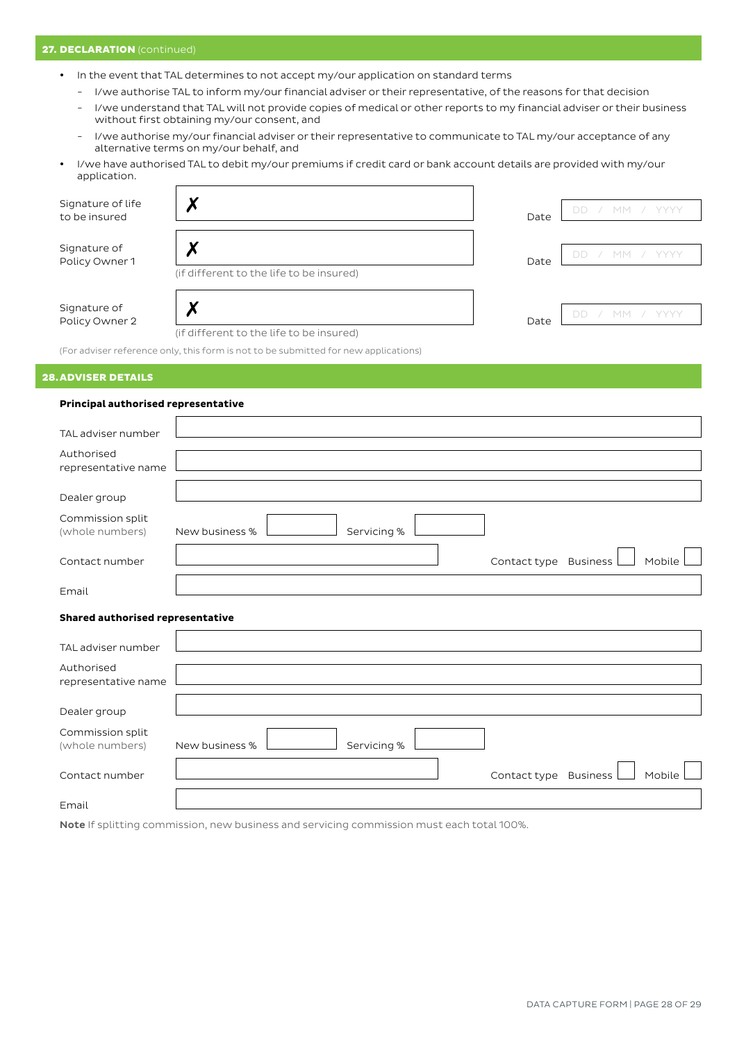## 27. DECLARATION (continued)

- In the event that TAL determines to not accept my/our application on standard terms
  - I/we authorise TAL to inform my/our financial adviser or their representative, of the reasons for that decision
  - I/we understand that TAL will not provide copies of medical or other reports to my financial adviser or their business without first obtaining my/our consent, and
  - I/we authorise my/our financial adviser or their representative to communicate to TAL my/our acceptance of any alternative terms on my/our behalf, and
- I/we have authorised TAL to debit my/our premiums if credit card or bank account details are provided with my/our application.

| | | | |
|---|---|---|---|
| Signature of life to be insured | ✗ | Date | DD / MM / YYYY |
| Signature of Policy Owner 1 | ✗ (if different to the life to be insured) | Date | DD / MM / YYYY |
| Signature of Policy Owner 2 | ✗ (if different to the life to be insured) | Date | DD / MM / YYYY |

(For adviser reference only, this form is not to be submitted for new applications)

## 28. ADVISER DETAILS

**Principal authorised representative**

| | |
|---|---|
| TAL adviser number | |
| Authorised representative name | |
| Dealer group | |
| Commission split (whole numbers) | New business % ☐ Servicing % ☐ |
| Contact number | Contact type Business ☐ Mobile ☐ |
| Email | |

**Shared authorised representative**

| | |
|---|---|
| TAL adviser number | |
| Authorised representative name | |
| Dealer group | |
| Commission split (whole numbers) | New business % ☐ Servicing % ☐ |
| Contact number | Contact type Business ☐ Mobile ☐ |
| Email | |

**Note** If splitting commission, new business and servicing commission must each total 100%.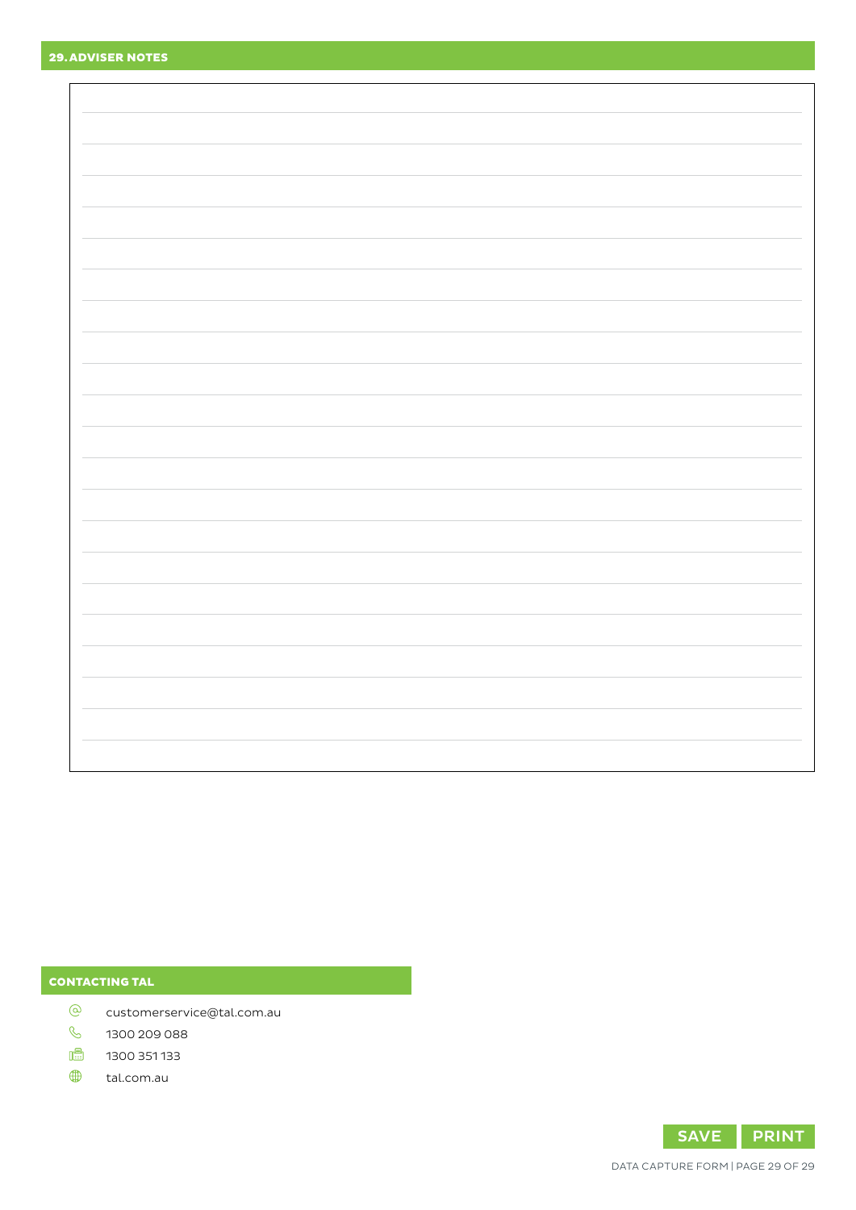## 29. ADVISER NOTES

## CONTACTING TAL

- customerservice@tal.com.au
- 1300 209 088
- 1300 351 133
- tal.com.au

SAVE PRINT